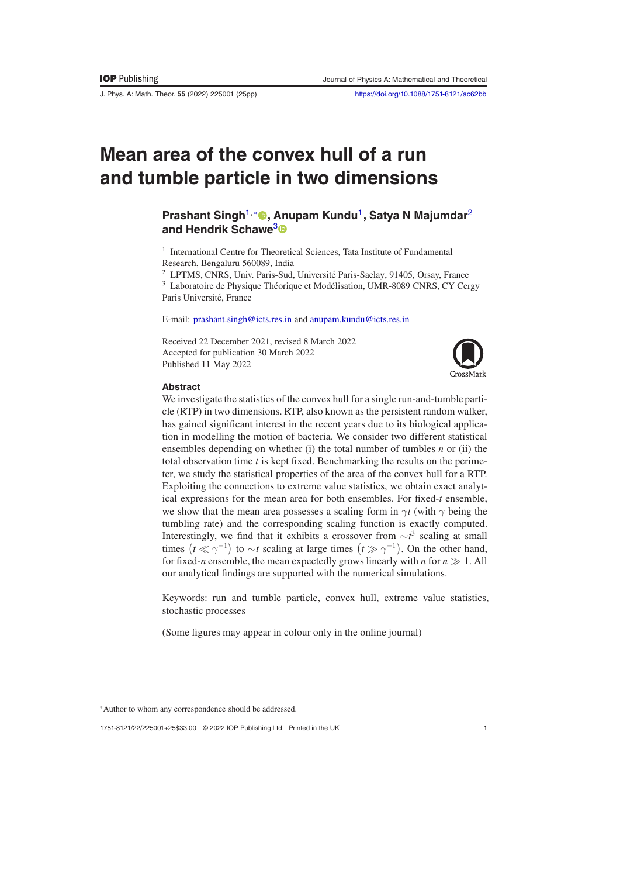# Mean area of the convex hull of a run and tumble particle in two dimensions

**Prashant Singh**[1,*], **Anupam Kundu**[1], **Satya N Majumdar**[2] **and Hendrik Schawe**[3]

[1] International Centre for Theoretical Sciences, Tata Institute of Fundamental Research, Bengaluru 560089, India

[2] LPTMS, CNRS, Univ. Paris-Sud, Université Paris-Saclay, 91405, Orsay, France

[3] Laboratoire de Physique Théorique et Modélisation, UMR-8089 CNRS, CY Cergy Paris Université, France

E-mail: prashant.singh@icts.res.in and anupam.kundu@icts.res.in

Received 22 December 2021, revised 8 March 2022
Accepted for publication 30 March 2022
Published 11 May 2022

## Abstract

We investigate the statistics of the convex hull for a single run-and-tumble particle (RTP) in two dimensions. RTP, also known as the persistent random walker, has gained significant interest in the recent years due to its biological application in modelling the motion of bacteria. We consider two different statistical ensembles depending on whether (i) the total number of tumbles $n$ or (ii) the total observation time $t$ is kept fixed. Benchmarking the results on the perimeter, we study the statistical properties of the area of the convex hull for a RTP. Exploiting the connections to extreme value statistics, we obtain exact analytical expressions for the mean area for both ensembles. For fixed-$t$ ensemble, we show that the mean area possesses a scaling form in $\gamma t$ (with $\gamma$ being the tumbling rate) and the corresponding scaling function is exactly computed. Interestingly, we find that it exhibits a crossover from $\sim t^3$ scaling at small times $\left(t \ll \gamma^{-1}\right)$ to $\sim t$ scaling at large times $\left(t \gg \gamma^{-1}\right)$. On the other hand, for fixed-$n$ ensemble, the mean expectedly grows linearly with $n$ for $n \gg 1$. All our analytical findings are supported with the numerical simulations.

Keywords: run and tumble particle, convex hull, extreme value statistics, stochastic processes

(Some figures may appear in colour only in the online journal)

*Author to whom any correspondence should be addressed.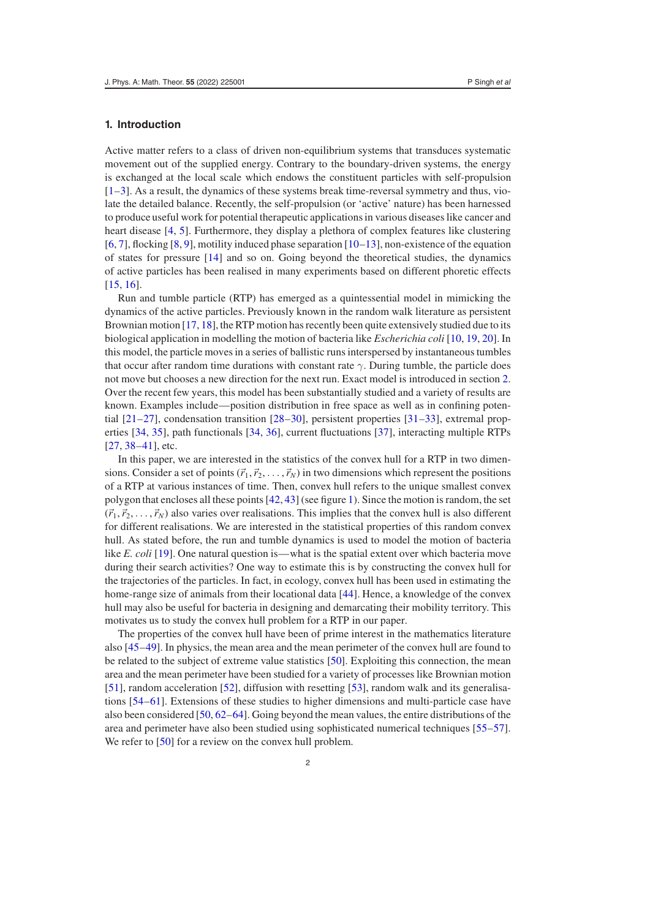## 1. Introduction

Active matter refers to a class of driven non-equilibrium systems that transduces systematic movement out of the supplied energy. Contrary to the boundary-driven systems, the energy is exchanged at the local scale which endows the constituent particles with self-propulsion [1–3]. As a result, the dynamics of these systems break time-reversal symmetry and thus, violate the detailed balance. Recently, the self-propulsion (or 'active' nature) has been harnessed to produce useful work for potential therapeutic applications in various diseases like cancer and heart disease [4, 5]. Furthermore, they display a plethora of complex features like clustering [6, 7], flocking [8, 9], motility induced phase separation [10–13], non-existence of the equation of states for pressure [14] and so on. Going beyond the theoretical studies, the dynamics of active particles has been realised in many experiments based on different phoretic effects [15, 16].

Run and tumble particle (RTP) has emerged as a quintessential model in mimicking the dynamics of the active particles. Previously known in the random walk literature as persistent Brownian motion [17, 18], the RTP motion has recently been quite extensively studied due to its biological application in modelling the motion of bacteria like *Escherichia coli* [10, 19, 20]. In this model, the particle moves in a series of ballistic runs interspersed by instantaneous tumbles that occur after random time durations with constant rate $\gamma$. During tumble, the particle does not move but chooses a new direction for the next run. Exact model is introduced in section 2. Over the recent few years, this model has been substantially studied and a variety of results are known. Examples include—position distribution in free space as well as in confining potential [21–27], condensation transition [28–30], persistent properties [31–33], extremal properties [34, 35], path functionals [34, 36], current fluctuations [37], interacting multiple RTPs [27, 38–41], etc.

In this paper, we are interested in the statistics of the convex hull for a RTP in two dimensions. Consider a set of points $(\vec{r}_1, \vec{r}_2, \ldots, \vec{r}_N)$ in two dimensions which represent the positions of a RTP at various instances of time. Then, convex hull refers to the unique smallest convex polygon that encloses all these points [42, 43] (see figure 1). Since the motion is random, the set $(\vec{r}_1, \vec{r}_2, \ldots, \vec{r}_N)$ also varies over realisations. This implies that the convex hull is also different for different realisations. We are interested in the statistical properties of this random convex hull. As stated before, the run and tumble dynamics is used to model the motion of bacteria like *E. coli* [19]. One natural question is—what is the spatial extent over which bacteria move during their search activities? One way to estimate this is by constructing the convex hull for the trajectories of the particles. In fact, in ecology, convex hull has been used in estimating the home-range size of animals from their locational data [44]. Hence, a knowledge of the convex hull may also be useful for bacteria in designing and demarcating their mobility territory. This motivates us to study the convex hull problem for a RTP in our paper.

The properties of the convex hull have been of prime interest in the mathematics literature also [45–49]. In physics, the mean area and the mean perimeter of the convex hull are found to be related to the subject of extreme value statistics [50]. Exploiting this connection, the mean area and the mean perimeter have been studied for a variety of processes like Brownian motion [51], random acceleration [52], diffusion with resetting [53], random walk and its generalisations [54–61]. Extensions of these studies to higher dimensions and multi-particle case have also been considered [50, 62–64]. Going beyond the mean values, the entire distributions of the area and perimeter have also been studied using sophisticated numerical techniques [55–57]. We refer to [50] for a review on the convex hull problem.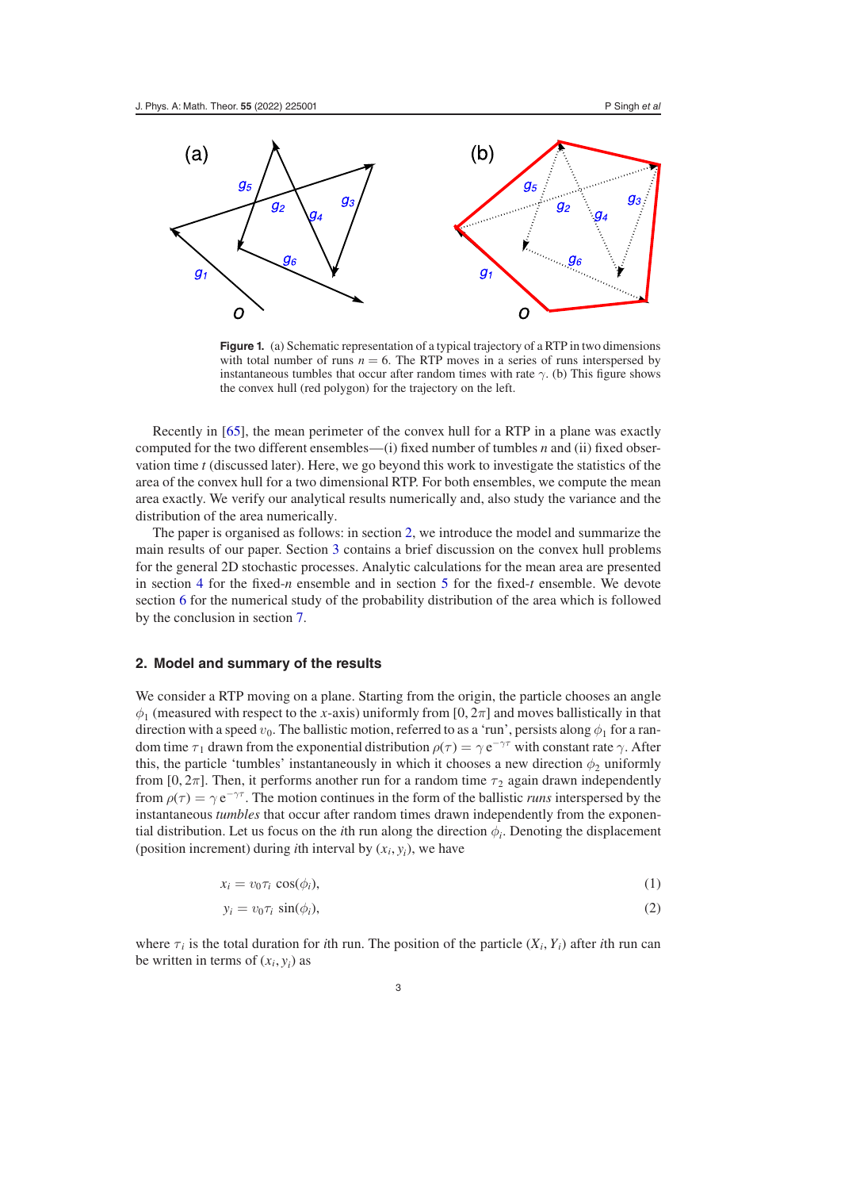**Figure 1.** (a) Schematic representation of a typical trajectory of a RTP in two dimensions with total number of runs $n = 6$. The RTP moves in a series of runs interspersed by instantaneous tumbles that occur after random times with rate $\gamma$. (b) This figure shows the convex hull (red polygon) for the trajectory on the left.

Recently in [65], the mean perimeter of the convex hull for a RTP in a plane was exactly computed for the two different ensembles—(i) fixed number of tumbles $n$ and (ii) fixed observation time $t$ (discussed later). Here, we go beyond this work to investigate the statistics of the area of the convex hull for a two dimensional RTP. For both ensembles, we compute the mean area exactly. We verify our analytical results numerically and, also study the variance and the distribution of the area numerically.

The paper is organised as follows: in section 2, we introduce the model and summarize the main results of our paper. Section 3 contains a brief discussion on the convex hull problems for the general 2D stochastic processes. Analytic calculations for the mean area are presented in section 4 for the fixed-$n$ ensemble and in section 5 for the fixed-$t$ ensemble. We devote section 6 for the numerical study of the probability distribution of the area which is followed by the conclusion in section 7.

## 2. Model and summary of the results

We consider a RTP moving on a plane. Starting from the origin, the particle chooses an angle $\phi_1$ (measured with respect to the $x$-axis) uniformly from $[0, 2\pi]$ and moves ballistically in that direction with a speed $v_0$. The ballistic motion, referred to as a 'run', persists along $\phi_1$ for a random time $\tau_1$ drawn from the exponential distribution $\rho(\tau) = \gamma\, \mathrm{e}^{-\gamma\tau}$ with constant rate $\gamma$. After this, the particle 'tumbles' instantaneously in which it chooses a new direction $\phi_2$ uniformly from $[0, 2\pi]$. Then, it performs another run for a random time $\tau_2$ again drawn independently from $\rho(\tau) = \gamma\, \mathrm{e}^{-\gamma\tau}$. The motion continues in the form of the ballistic *runs* interspersed by the instantaneous *tumbles* that occur after random times drawn independently from the exponential distribution. Let us focus on the $i$th run along the direction $\phi_i$. Denoting the displacement (position increment) during $i$th interval by $(x_i, y_i)$, we have

$$x_i = v_0 \tau_i \cos(\phi_i), \tag{1}$$

$$y_i = v_0 \tau_i \sin(\phi_i), \tag{2}$$

where $\tau_i$ is the total duration for $i$th run. The position of the particle $(X_i, Y_i)$ after $i$th run can be written in terms of $(x_i, y_i)$ as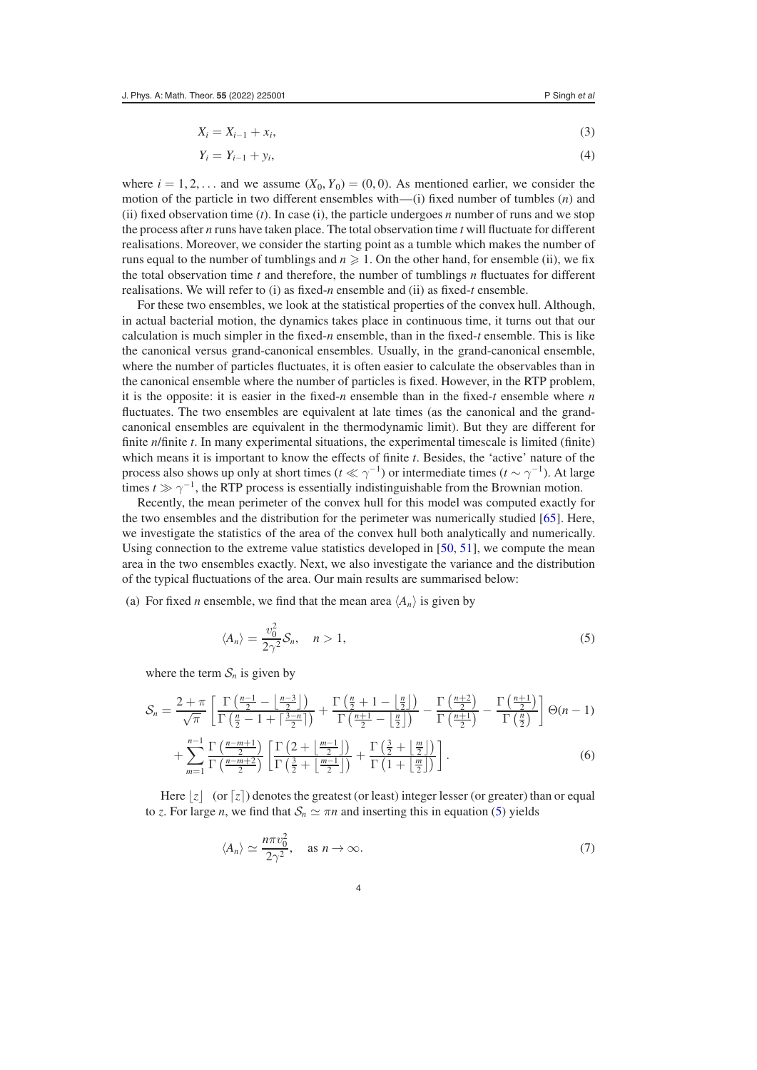$$X_i = X_{i-1} + x_i, \tag{3}$$

$$Y_i = Y_{i-1} + y_i, \tag{4}$$

where $i = 1, 2, \ldots$ and we assume $(X_0, Y_0) = (0, 0)$. As mentioned earlier, we consider the motion of the particle in two different ensembles with—(i) fixed number of tumbles ($n$) and (ii) fixed observation time ($t$). In case (i), the particle undergoes $n$ number of runs and we stop the process after $n$ runs have taken place. The total observation time $t$ will fluctuate for different realisations. Moreover, we consider the starting point as a tumble which makes the number of runs equal to the number of tumblings and $n \geqslant 1$. On the other hand, for ensemble (ii), we fix the total observation time $t$ and therefore, the number of tumblings $n$ fluctuates for different realisations. We will refer to (i) as fixed-$n$ ensemble and (ii) as fixed-$t$ ensemble.

For these two ensembles, we look at the statistical properties of the convex hull. Although, in actual bacterial motion, the dynamics takes place in continuous time, it turns out that our calculation is much simpler in the fixed-$n$ ensemble, than in the fixed-$t$ ensemble. This is like the canonical versus grand-canonical ensembles. Usually, in the grand-canonical ensemble, where the number of particles fluctuates, it is often easier to calculate the observables than in the canonical ensemble where the number of particles is fixed. However, in the RTP problem, it is the opposite: it is easier in the fixed-$n$ ensemble than in the fixed-$t$ ensemble where $n$ fluctuates. The two ensembles are equivalent at late times (as the canonical and the grand-canonical ensembles are equivalent in the thermodynamic limit). But they are different for finite $n$/finite $t$. In many experimental situations, the experimental timescale is limited (finite) which means it is important to know the effects of finite $t$. Besides, the 'active' nature of the process also shows up only at short times ($t \ll \gamma^{-1}$) or intermediate times ($t \sim \gamma^{-1}$). At large times $t \gg \gamma^{-1}$, the RTP process is essentially indistinguishable from the Brownian motion.

Recently, the mean perimeter of the convex hull for this model was computed exactly for the two ensembles and the distribution for the perimeter was numerically studied [65]. Here, we investigate the statistics of the area of the convex hull both analytically and numerically. Using connection to the extreme value statistics developed in [50, 51], we compute the mean area in the two ensembles exactly. Next, we also investigate the variance and the distribution of the typical fluctuations of the area. Our main results are summarised below:

(a) For fixed $n$ ensemble, we find that the mean area $\langle A_n \rangle$ is given by

$$\langle A_n \rangle = \frac{v_0^2}{2\gamma^2} \mathcal{S}_n, \quad n > 1, \tag{5}$$

where the term $\mathcal{S}_n$ is given by

$$\mathcal{S}_n = \frac{2+\pi}{\sqrt{\pi}} \left[ \frac{\Gamma\left(\frac{n-1}{2} - \left\lfloor \frac{n-3}{2} \right\rfloor\right)}{\Gamma\left(\frac{n}{2} - 1 + \left\lceil \frac{3-n}{2} \right\rceil\right)} + \frac{\Gamma\left(\frac{n}{2} + 1 - \left\lfloor \frac{n}{2} \right\rfloor\right)}{\Gamma\left(\frac{n+1}{2} - \left\lfloor \frac{n}{2} \right\rfloor\right)} - \frac{\Gamma\left(\frac{n+2}{2}\right)}{\Gamma\left(\frac{n+1}{2}\right)} - \frac{\Gamma\left(\frac{n+1}{2}\right)}{\Gamma\left(\frac{n}{2}\right)} \right] \Theta(n-1)$$
$$+ \sum_{m=1}^{n-1} \frac{\Gamma\left(\frac{n-m+1}{2}\right)}{\Gamma\left(\frac{n-m+2}{2}\right)} \left[ \frac{\Gamma\left(2 + \left\lfloor \frac{m-1}{2} \right\rfloor\right)}{\Gamma\left(\frac{3}{2} + \left\lfloor \frac{m-1}{2} \right\rfloor\right)} + \frac{\Gamma\left(\frac{3}{2} + \left\lfloor \frac{m}{2} \right\rfloor\right)}{\Gamma\left(1 + \left\lfloor \frac{m}{2} \right\rfloor\right)} \right]. \tag{6}$$

Here $\lfloor z \rfloor$ (or $\lceil z \rceil$) denotes the greatest (or least) integer lesser (or greater) than or equal to $z$. For large $n$, we find that $\mathcal{S}_n \simeq \pi n$ and inserting this in equation (5) yields

$$\langle A_n \rangle \simeq \frac{n\pi v_0^2}{2\gamma^2}, \quad \text{as } n \to \infty. \tag{7}$$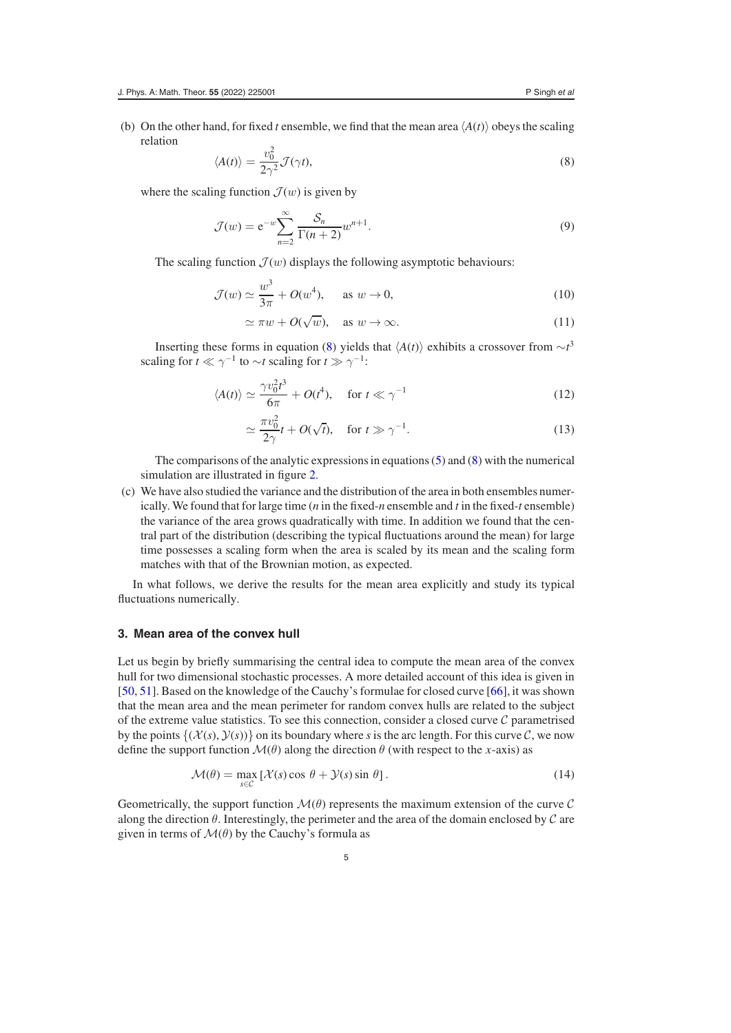(b) On the other hand, for fixed $t$ ensemble, we find that the mean area $\langle A(t)\rangle$ obeys the scaling relation

$$\langle A(t)\rangle = \frac{v_0^2}{2\gamma^2}\mathcal{J}(\gamma t), \tag{8}$$

where the scaling function $\mathcal{J}(w)$ is given by

$$\mathcal{J}(w) = \mathrm{e}^{-w}\sum_{n=2}^{\infty}\frac{\mathcal{S}_n}{\Gamma(n+2)}w^{n+1}. \tag{9}$$

The scaling function $\mathcal{J}(w)$ displays the following asymptotic behaviours:

$$\mathcal{J}(w) \simeq \frac{w^3}{3\pi} + O(w^4), \quad \text{as } w \to 0, \tag{10}$$

$$\simeq \pi w + O(\sqrt{w}), \quad \text{as } w \to \infty. \tag{11}$$

Inserting these forms in equation (8) yields that $\langle A(t)\rangle$ exhibits a crossover from $\sim t^3$ scaling for $t \ll \gamma^{-1}$ to $\sim t$ scaling for $t \gg \gamma^{-1}$:

$$\langle A(t)\rangle \simeq \frac{\gamma v_0^2 t^3}{6\pi} + O(t^4), \quad \text{for } t \ll \gamma^{-1} \tag{12}$$

$$\simeq \frac{\pi v_0^2}{2\gamma}t + O(\sqrt{t}), \quad \text{for } t \gg \gamma^{-1}. \tag{13}$$

The comparisons of the analytic expressions in equations (5) and (8) with the numerical simulation are illustrated in figure 2.

(c) We have also studied the variance and the distribution of the area in both ensembles numerically. We found that for large time ($n$ in the fixed-$n$ ensemble and $t$ in the fixed-$t$ ensemble) the variance of the area grows quadratically with time. In addition we found that the central part of the distribution (describing the typical fluctuations around the mean) for large time possesses a scaling form when the area is scaled by its mean and the scaling form matches with that of the Brownian motion, as expected.

In what follows, we derive the results for the mean area explicitly and study its typical fluctuations numerically.

## 3. Mean area of the convex hull

Let us begin by briefly summarising the central idea to compute the mean area of the convex hull for two dimensional stochastic processes. A more detailed account of this idea is given in [50, 51]. Based on the knowledge of the Cauchy's formulae for closed curve [66], it was shown that the mean area and the mean perimeter for random convex hulls are related to the subject of the extreme value statistics. To see this connection, consider a closed curve $\mathcal{C}$ parametrised by the points $\{(\mathcal{X}(s), \mathcal{Y}(s))\}$ on its boundary where $s$ is the arc length. For this curve $\mathcal{C}$, we now define the support function $\mathcal{M}(\theta)$ along the direction $\theta$ (with respect to the $x$-axis) as

$$\mathcal{M}(\theta) = \max_{s\in\mathcal{C}}\left[\mathcal{X}(s)\cos\theta + \mathcal{Y}(s)\sin\theta\right]. \tag{14}$$

Geometrically, the support function $\mathcal{M}(\theta)$ represents the maximum extension of the curve $\mathcal{C}$ along the direction $\theta$. Interestingly, the perimeter and the area of the domain enclosed by $\mathcal{C}$ are given in terms of $\mathcal{M}(\theta)$ by the Cauchy's formula as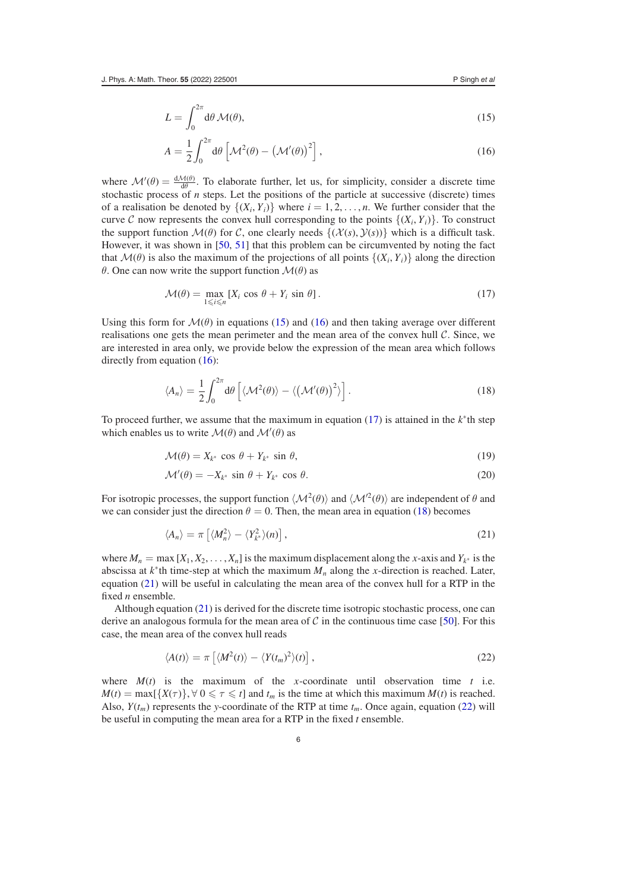$$L = \int_0^{2\pi} \mathrm{d}\theta \, \mathcal{M}(\theta), \tag{15}$$

$$A = \frac{1}{2}\int_0^{2\pi} \mathrm{d}\theta \left[\mathcal{M}^2(\theta) - \left(\mathcal{M}'(\theta)\right)^2\right], \tag{16}$$

where $\mathcal{M}'(\theta) = \frac{\mathrm{d}\mathcal{M}(\theta)}{\mathrm{d}\theta}$. To elaborate further, let us, for simplicity, consider a discrete time stochastic process of $n$ steps. Let the positions of the particle at successive (discrete) times of a realisation be denoted by $\{(X_i, Y_i)\}$ where $i = 1, 2, \ldots, n$. We further consider that the curve $\mathcal{C}$ now represents the convex hull corresponding to the points $\{(X_i, Y_i)\}$. To construct the support function $\mathcal{M}(\theta)$ for $\mathcal{C}$, one clearly needs $\{(\mathcal{X}(s), \mathcal{Y}(s))\}$ which is a difficult task. However, it was shown in [50, 51] that this problem can be circumvented by noting the fact that $\mathcal{M}(\theta)$ is also the maximum of the projections of all points $\{(X_i, Y_i)\}$ along the direction $\theta$. One can now write the support function $\mathcal{M}(\theta)$ as

$$\mathcal{M}(\theta) = \max_{1\leqslant i\leqslant n}\left[X_i \cos\theta + Y_i \sin\theta\right]. \tag{17}$$

Using this form for $\mathcal{M}(\theta)$ in equations (15) and (16) and then taking average over different realisations one gets the mean perimeter and the mean area of the convex hull $\mathcal{C}$. Since, we are interested in area only, we provide below the expression of the mean area which follows directly from equation (16):

$$\langle A_n\rangle = \frac{1}{2}\int_0^{2\pi} \mathrm{d}\theta \left[\langle\mathcal{M}^2(\theta)\rangle - \langle\left(\mathcal{M}'(\theta)\right)^2\rangle\right]. \tag{18}$$

To proceed further, we assume that the maximum in equation (17) is attained in the $k^*$th step which enables us to write $\mathcal{M}(\theta)$ and $\mathcal{M}'(\theta)$ as

$$\mathcal{M}(\theta) = X_{k^*} \cos\theta + Y_{k^*} \sin\theta, \tag{19}$$

$$\mathcal{M}'(\theta) = -X_{k^*} \sin\theta + Y_{k^*} \cos\theta. \tag{20}$$

For isotropic processes, the support function $\langle\mathcal{M}^2(\theta)\rangle$ and $\langle\mathcal{M}'^2(\theta)\rangle$ are independent of $\theta$ and we can consider just the direction $\theta = 0$. Then, the mean area in equation (18) becomes

$$\langle A_n\rangle = \pi\left[\langle M_n^2\rangle - \langle Y_{k^*}^2\rangle(n)\right], \tag{21}$$

where $M_n = \max\left[X_1, X_2, \ldots, X_n\right]$ is the maximum displacement along the $x$-axis and $Y_{k^*}$ is the abscissa at $k^*$th time-step at which the maximum $M_n$ along the $x$-direction is reached. Later, equation (21) will be useful in calculating the mean area of the convex hull for a RTP in the fixed $n$ ensemble.

Although equation (21) is derived for the discrete time isotropic stochastic process, one can derive an analogous formula for the mean area of $\mathcal{C}$ in the continuous time case [50]. For this case, the mean area of the convex hull reads

$$\langle A(t)\rangle = \pi\left[\langle M^2(t)\rangle - \langle Y(t_m)^2\rangle(t)\right], \tag{22}$$

where $M(t)$ is the maximum of the $x$-coordinate until observation time $t$ i.e. $M(t) = \max[\{X(\tau)\}, \forall\, 0 \leqslant \tau \leqslant t]$ and $t_m$ is the time at which this maximum $M(t)$ is reached. Also, $Y(t_m)$ represents the $y$-coordinate of the RTP at time $t_m$. Once again, equation (22) will be useful in computing the mean area for a RTP in the fixed $t$ ensemble.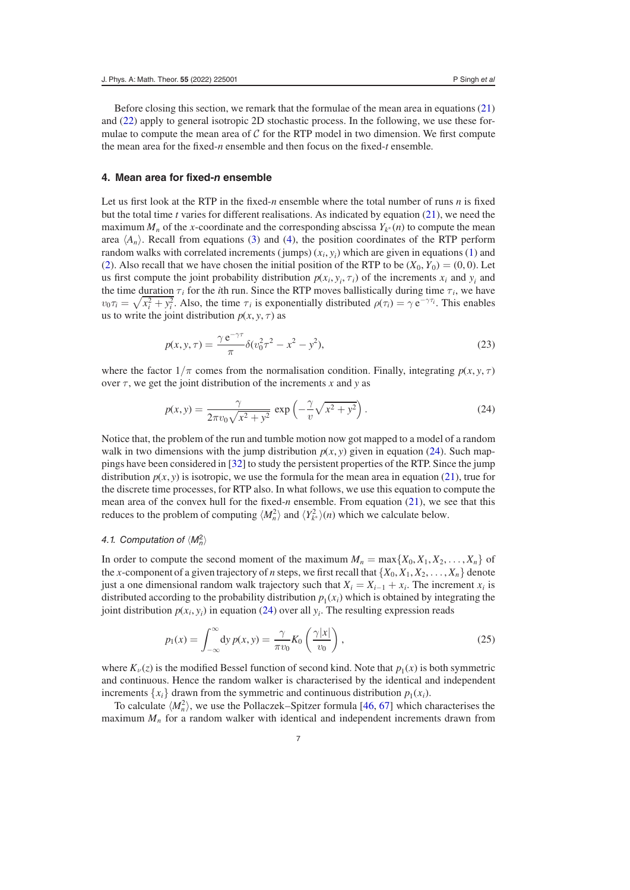Before closing this section, we remark that the formulae of the mean area in equations (21) and (22) apply to general isotropic 2D stochastic process. In the following, we use these formulae to compute the mean area of $\mathcal{C}$ for the RTP model in two dimension. We first compute the mean area for the fixed-$n$ ensemble and then focus on the fixed-$t$ ensemble.

## 4. Mean area for fixed-*n* ensemble

Let us first look at the RTP in the fixed-$n$ ensemble where the total number of runs $n$ is fixed but the total time $t$ varies for different realisations. As indicated by equation (21), we need the maximum $M_n$ of the $x$-coordinate and the corresponding abscissa $Y_{k^*}(n)$ to compute the mean area $\langle A_n \rangle$. Recall from equations (3) and (4), the position coordinates of the RTP perform random walks with correlated increments (jumps) $(x_i, y_i)$ which are given in equations (1) and (2). Also recall that we have chosen the initial position of the RTP to be $(X_0, Y_0) = (0, 0)$. Let us first compute the joint probability distribution $p(x_i, y_i, \tau_i)$ of the increments $x_i$ and $y_i$ and the time duration $\tau_i$ for the $i$th run. Since the RTP moves ballistically during time $\tau_i$, we have $v_0 \tau_i = \sqrt{x_i^2 + y_i^2}$. Also, the time $\tau_i$ is exponentially distributed $\rho(\tau_i) = \gamma\, \mathrm{e}^{-\gamma \tau_i}$. This enables us to write the joint distribution $p(x, y, \tau)$ as

$$p(x, y, \tau) = \frac{\gamma\, \mathrm{e}^{-\gamma \tau}}{\pi} \delta(v_0^2 \tau^2 - x^2 - y^2), \tag{23}$$

where the factor $1/\pi$ comes from the normalisation condition. Finally, integrating $p(x, y, \tau)$ over $\tau$, we get the joint distribution of the increments $x$ and $y$ as

$$p(x, y) = \frac{\gamma}{2\pi v_0 \sqrt{x^2 + y^2}} \exp\left(-\frac{\gamma}{v}\sqrt{x^2 + y^2}\right). \tag{24}$$

Notice that, the problem of the run and tumble motion now got mapped to a model of a random walk in two dimensions with the jump distribution $p(x, y)$ given in equation (24). Such mappings have been considered in [32] to study the persistent properties of the RTP. Since the jump distribution $p(x, y)$ is isotropic, we use the formula for the mean area in equation (21), true for the discrete time processes, for RTP also. In what follows, we use this equation to compute the mean area of the convex hull for the fixed-$n$ ensemble. From equation (21), we see that this reduces to the problem of computing $\langle M_n^2 \rangle$ and $\langle Y_{k^*}^2 \rangle(n)$ which we calculate below.

### 4.1. Computation of $\langle M_n^2 \rangle$

In order to compute the second moment of the maximum $M_n = \max\{X_0, X_1, X_2, \ldots, X_n\}$ of the $x$-component of a given trajectory of $n$ steps, we first recall that $\{X_0, X_1, X_2, \ldots, X_n\}$ denote just a one dimensional random walk trajectory such that $X_i = X_{i-1} + x_i$. The increment $x_i$ is distributed according to the probability distribution $p_1(x_i)$ which is obtained by integrating the joint distribution $p(x_i, y_i)$ in equation (24) over all $y_i$. The resulting expression reads

$$p_1(x) = \int_{-\infty}^{\infty} \mathrm{d}y\, p(x, y) = \frac{\gamma}{\pi v_0} K_0\left(\frac{\gamma |x|}{v_0}\right), \tag{25}$$

where $K_\nu(z)$ is the modified Bessel function of second kind. Note that $p_1(x)$ is both symmetric and continuous. Hence the random walker is characterised by the identical and independent increments $\{x_i\}$ drawn from the symmetric and continuous distribution $p_1(x_i)$.

To calculate $\langle M_n^2 \rangle$, we use the Pollaczek–Spitzer formula [46, 67] which characterises the maximum $M_n$ for a random walker with identical and independent increments drawn from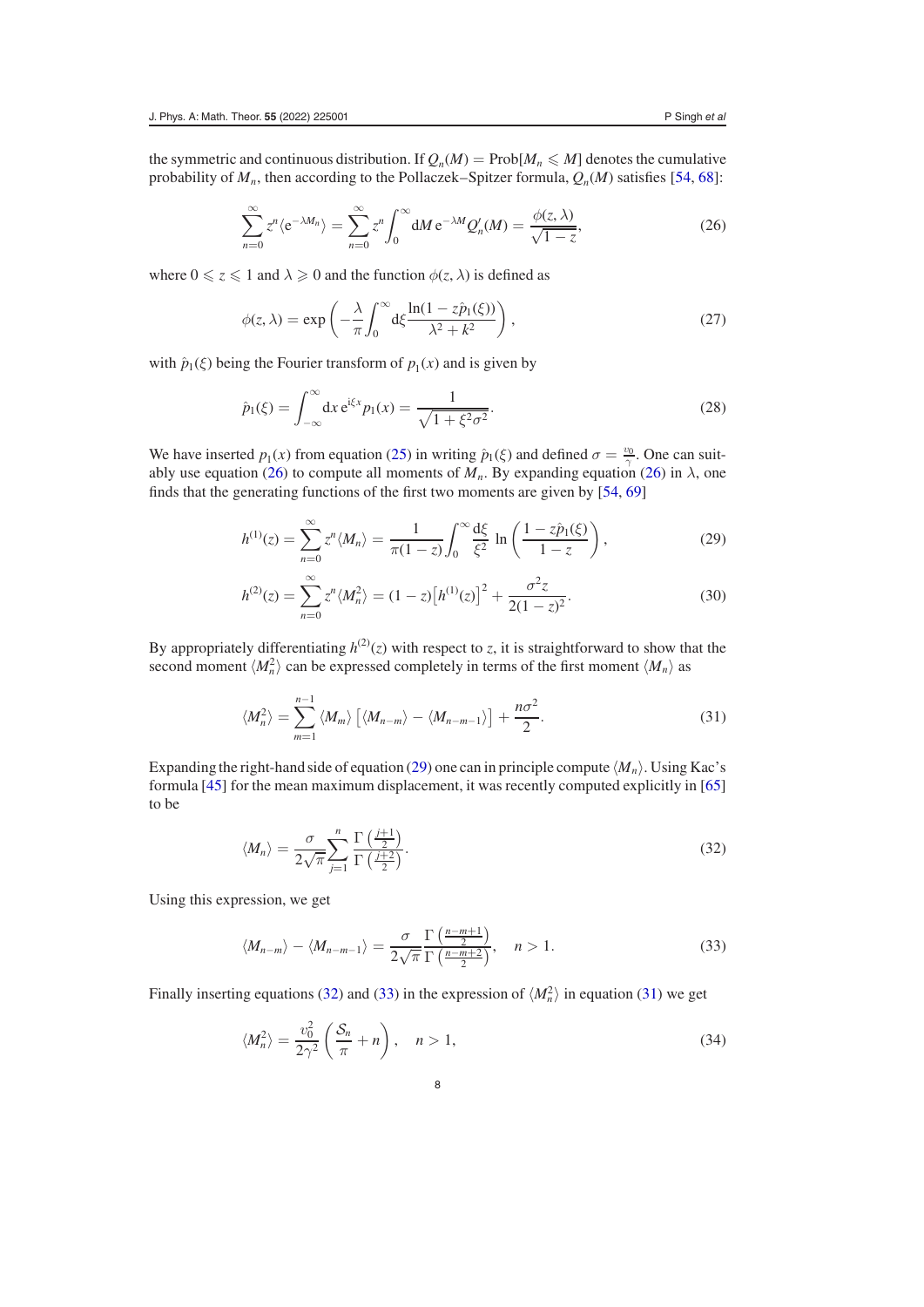the symmetric and continuous distribution. If $Q_n(M) = \text{Prob}[M_n \leqslant M]$ denotes the cumulative probability of $M_n$, then according to the Pollaczek–Spitzer formula, $Q_n(M)$ satisfies [54, 68]:

$$\sum_{n=0}^{\infty} z^n \langle \mathrm{e}^{-\lambda M_n} \rangle = \sum_{n=0}^{\infty} z^n \int_0^{\infty} \mathrm{d}M\, \mathrm{e}^{-\lambda M} Q_n'(M) = \frac{\phi(z, \lambda)}{\sqrt{1-z}}, \tag{26}$$

where $0 \leqslant z \leqslant 1$ and $\lambda \geqslant 0$ and the function $\phi(z, \lambda)$ is defined as

$$\phi(z, \lambda) = \exp\left(-\frac{\lambda}{\pi}\int_0^{\infty} \mathrm{d}\xi \frac{\ln(1 - z\hat{p}_1(\xi))}{\lambda^2 + k^2}\right), \tag{27}$$

with $\hat{p}_1(\xi)$ being the Fourier transform of $p_1(x)$ and is given by

$$\hat{p}_1(\xi) = \int_{-\infty}^{\infty} \mathrm{d}x\, \mathrm{e}^{\mathrm{i}\xi x} p_1(x) = \frac{1}{\sqrt{1 + \xi^2\sigma^2}}. \tag{28}$$

We have inserted $p_1(x)$ from equation (25) in writing $\hat{p}_1(\xi)$ and defined $\sigma = \frac{v_0}{\gamma}$. One can suitably use equation (26) to compute all moments of $M_n$. By expanding equation (26) in $\lambda$, one finds that the generating functions of the first two moments are given by [54, 69]

$$h^{(1)}(z) = \sum_{n=0}^{\infty} z^n \langle M_n \rangle = \frac{1}{\pi(1-z)} \int_0^{\infty} \frac{\mathrm{d}\xi}{\xi^2} \ln\left(\frac{1 - z\hat{p}_1(\xi)}{1-z}\right), \tag{29}$$

$$h^{(2)}(z) = \sum_{n=0}^{\infty} z^n \langle M_n^2 \rangle = (1-z)\left[h^{(1)}(z)\right]^2 + \frac{\sigma^2 z}{2(1-z)^2}. \tag{30}$$

By appropriately differentiating $h^{(2)}(z)$ with respect to $z$, it is straightforward to show that the second moment $\langle M_n^2 \rangle$ can be expressed completely in terms of the first moment $\langle M_n \rangle$ as

$$\langle M_n^2 \rangle = \sum_{m=1}^{n-1} \langle M_m \rangle \left[\langle M_{n-m} \rangle - \langle M_{n-m-1} \rangle\right] + \frac{n\sigma^2}{2}. \tag{31}$$

Expanding the right-hand side of equation (29) one can in principle compute $\langle M_n \rangle$. Using Kac's formula [45] for the mean maximum displacement, it was recently computed explicitly in [65] to be

$$\langle M_n \rangle = \frac{\sigma}{2\sqrt{\pi}} \sum_{j=1}^{n} \frac{\Gamma\left(\frac{j+1}{2}\right)}{\Gamma\left(\frac{j+2}{2}\right)}. \tag{32}$$

Using this expression, we get

$$\langle M_{n-m} \rangle - \langle M_{n-m-1} \rangle = \frac{\sigma}{2\sqrt{\pi}} \frac{\Gamma\left(\frac{n-m+1}{2}\right)}{\Gamma\left(\frac{n-m+2}{2}\right)}, \quad n > 1. \tag{33}$$

Finally inserting equations (32) and (33) in the expression of $\langle M_n^2 \rangle$ in equation (31) we get

$$\langle M_n^2 \rangle = \frac{v_0^2}{2\gamma^2}\left(\frac{\mathcal{S}_n}{\pi} + n\right), \quad n > 1, \tag{34}$$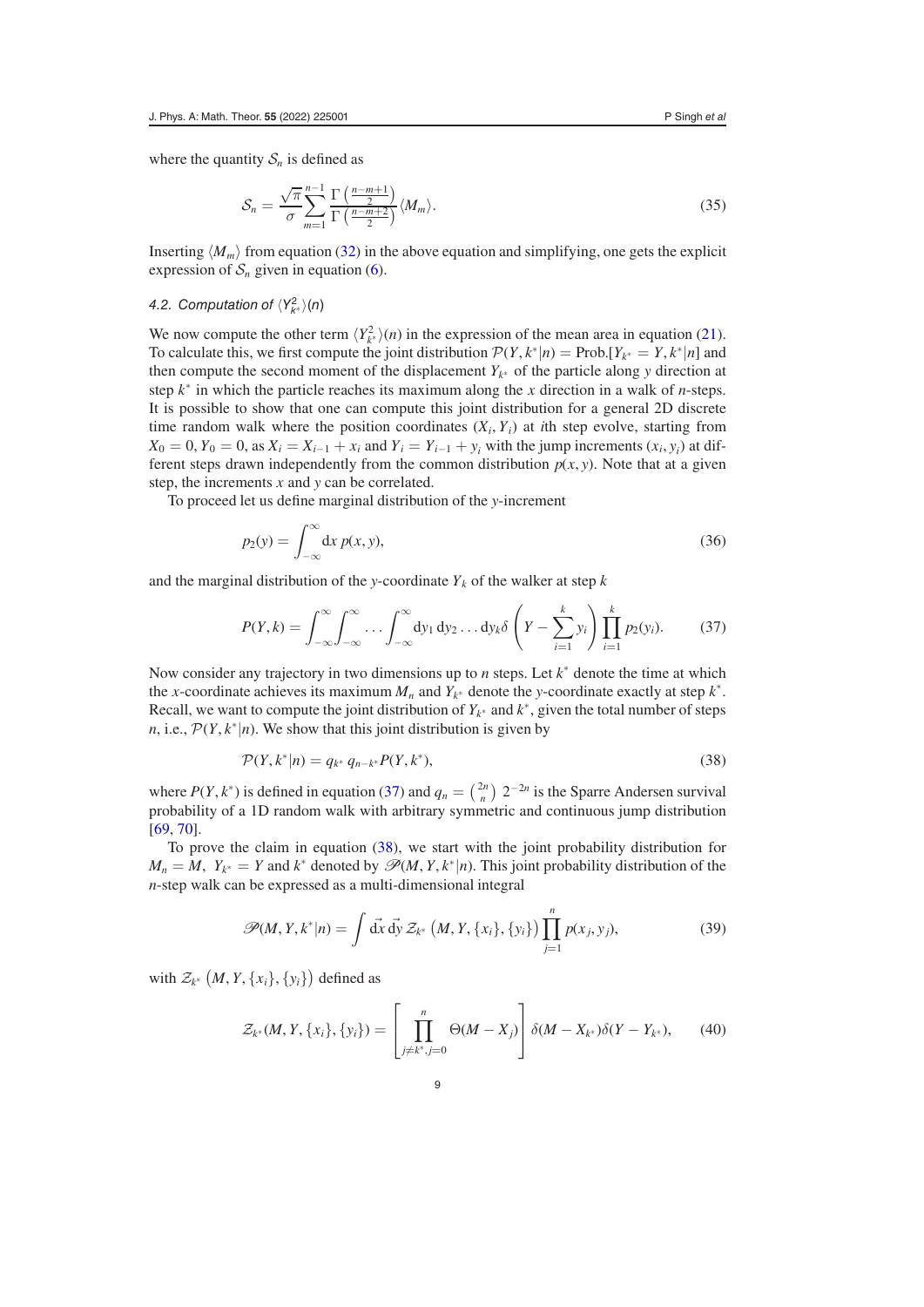where the quantity $\mathcal{S}_n$ is defined as

$$\mathcal{S}_n = \frac{\sqrt{\pi}}{\sigma} \sum_{m=1}^{n-1} \frac{\Gamma\left(\frac{n-m+1}{2}\right)}{\Gamma\left(\frac{n-m+2}{2}\right)} \langle M_m \rangle. \tag{35}$$

Inserting $\langle M_m \rangle$ from equation (32) in the above equation and simplifying, one gets the explicit expression of $\mathcal{S}_n$ given in equation (6).

### 4.2. Computation of $\langle Y_{k^*}^2 \rangle(n)$

We now compute the other term $\langle Y_{k^*}^2 \rangle(n)$ in the expression of the mean area in equation (21). To calculate this, we first compute the joint distribution $\mathcal{P}(Y, k^*|n) = \text{Prob.}[Y_{k^*} = Y, k^*|n]$ and then compute the second moment of the displacement $Y_{k^*}$ of the particle along $y$ direction at step $k^*$ in which the particle reaches its maximum along the $x$ direction in a walk of $n$-steps. It is possible to show that one can compute this joint distribution for a general 2D discrete time random walk where the position coordinates $(X_i, Y_i)$ at $i$th step evolve, starting from $X_0 = 0, Y_0 = 0$, as $X_i = X_{i-1} + x_i$ and $Y_i = Y_{i-1} + y_i$ with the jump increments $(x_i, y_i)$ at different steps drawn independently from the common distribution $p(x, y)$. Note that at a given step, the increments $x$ and $y$ can be correlated.

To proceed let us define marginal distribution of the $y$-increment

$$p_2(y) = \int_{-\infty}^{\infty} \mathrm{d}x \, p(x, y), \tag{36}$$

and the marginal distribution of the $y$-coordinate $Y_k$ of the walker at step $k$

$$P(Y, k) = \int_{-\infty}^{\infty} \int_{-\infty}^{\infty} \ldots \int_{-\infty}^{\infty} \mathrm{d}y_1 \, \mathrm{d}y_2 \ldots \mathrm{d}y_k \delta\left(Y - \sum_{i=1}^{k} y_i\right) \prod_{i=1}^{k} p_2(y_i). \tag{37}$$

Now consider any trajectory in two dimensions up to $n$ steps. Let $k^*$ denote the time at which the $x$-coordinate achieves its maximum $M_n$ and $Y_{k^*}$ denote the $y$-coordinate exactly at step $k^*$. Recall, we want to compute the joint distribution of $Y_{k^*}$ and $k^*$, given the total number of steps $n$, i.e., $\mathcal{P}(Y, k^*|n)$. We show that this joint distribution is given by

$$\mathcal{P}(Y, k^*|n) = q_{k^*} \, q_{n-k^*} P(Y, k^*), \tag{38}$$

where $P(Y, k^*)$ is defined in equation (37) and $q_n = \binom{2n}{n} 2^{-2n}$ is the Sparre Andersen survival probability of a 1D random walk with arbitrary symmetric and continuous jump distribution [69, 70].

To prove the claim in equation (38), we start with the joint probability distribution for $M_n = M, \; Y_{k^*} = Y$ and $k^*$ denoted by $\mathscr{P}(M, Y, k^*|n)$. This joint probability distribution of the $n$-step walk can be expressed as a multi-dimensional integral

$$\mathscr{P}(M, Y, k^*|n) = \int \mathrm{d}\vec{x} \, \mathrm{d}\vec{y} \, \mathcal{Z}_{k^*}\left(M, Y, \{x_i\}, \{y_i\}\right) \prod_{j=1}^{n} p(x_j, y_j), \tag{39}$$

with $\mathcal{Z}_{k^*}\left(M, Y, \{x_i\}, \{y_i\}\right)$ defined as

$$\mathcal{Z}_{k^*}(M, Y, \{x_i\}, \{y_i\}) = \left[\prod_{j \neq k^*, j=0}^{n} \Theta(M - X_j)\right] \delta(M - X_{k^*}) \delta(Y - Y_{k^*}), \tag{40}$$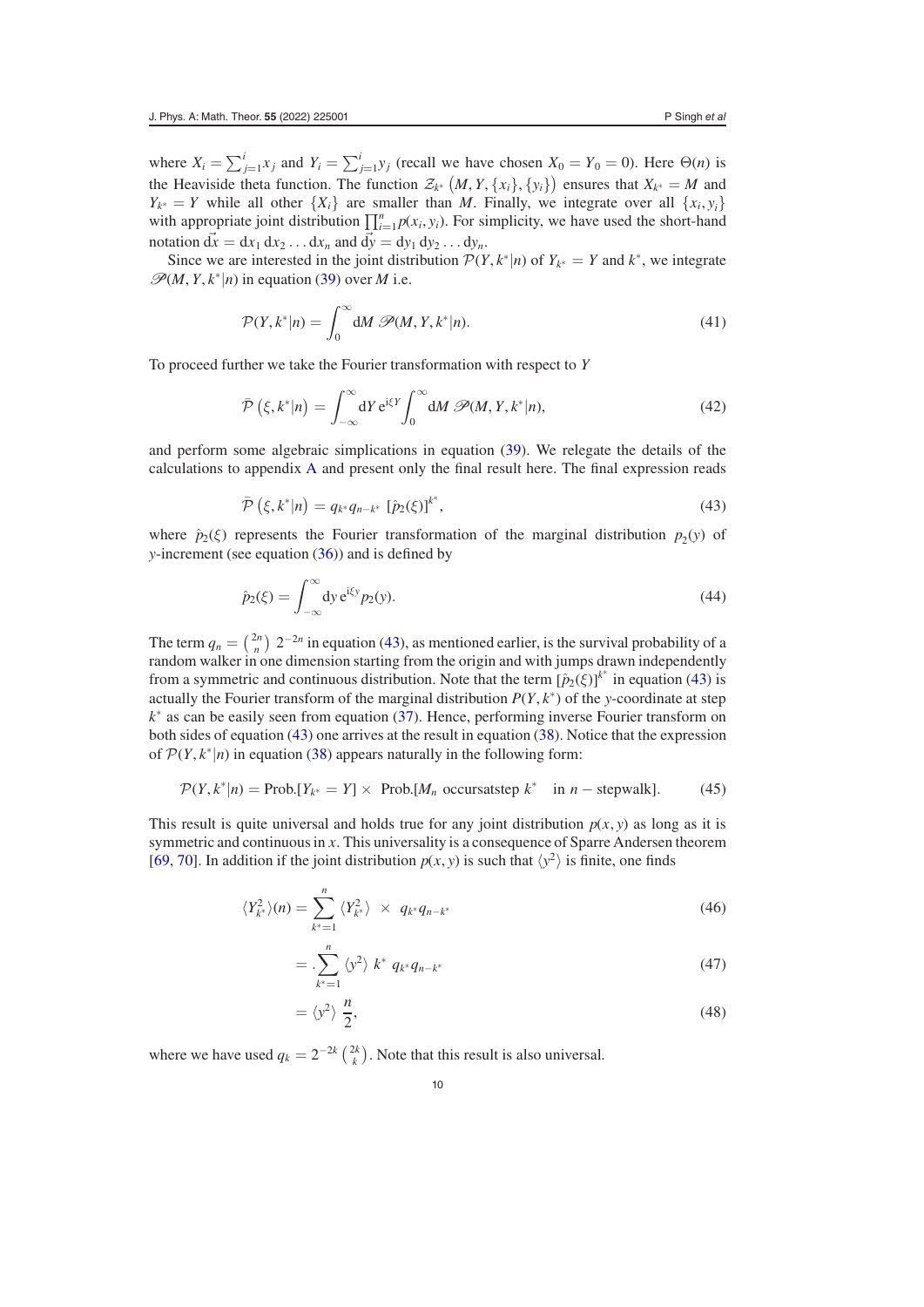where $X_i = \sum_{j=1}^{i} x_j$ and $Y_i = \sum_{j=1}^{i} y_j$ (recall we have chosen $X_0 = Y_0 = 0$). Here $\Theta(n)$ is the Heaviside theta function. The function $\mathcal{Z}_{k^*}\left(M, Y, \{x_i\}, \{y_i\}\right)$ ensures that $X_{k^*} = M$ and $Y_{k^*} = Y$ while all other $\{X_i\}$ are smaller than $M$. Finally, we integrate over all $\{x_i, y_i\}$ with appropriate joint distribution $\prod_{i=1}^{n} p(x_i, y_i)$. For simplicity, we have used the short-hand notation $\vec{dx} = dx_1\, dx_2 \ldots dx_n$ and $\vec{dy} = dy_1\, dy_2 \ldots dy_n$.

Since we are interested in the joint distribution $\mathcal{P}(Y, k^*|n)$ of $Y_{k^*} = Y$ and $k^*$, we integrate $\mathscr{P}(M, Y, k^*|n)$ in equation (39) over $M$ i.e.

$$\mathcal{P}(Y, k^*|n) = \int_0^\infty dM\; \mathscr{P}(M, Y, k^*|n). \tag{41}$$

To proceed further we take the Fourier transformation with respect to $Y$

$$\bar{\mathcal{P}}\left(\xi, k^*|n\right) = \int_{-\infty}^{\infty} dY\, e^{i\xi Y} \int_0^\infty dM\; \mathscr{P}(M, Y, k^*|n), \tag{42}$$

and perform some algebraic simplications in equation (39). We relegate the details of the calculations to appendix A and present only the final result here. The final expression reads

$$\bar{\mathcal{P}}\left(\xi, k^*|n\right) = q_{k^*} q_{n-k^*}\; [\hat{p}_2(\xi)]^{k^*}, \tag{43}$$

where $\hat{p}_2(\xi)$ represents the Fourier transformation of the marginal distribution $p_2(y)$ of $y$-increment (see equation (36)) and is defined by

$$\hat{p}_2(\xi) = \int_{-\infty}^{\infty} dy\, e^{i\xi y} p_2(y). \tag{44}$$

The term $q_n = \binom{2n}{n}\, 2^{-2n}$ in equation (43), as mentioned earlier, is the survival probability of a random walker in one dimension starting from the origin and with jumps drawn independently from a symmetric and continuous distribution. Note that the term $[\hat{p}_2(\xi)]^{k^*}$ in equation (43) is actually the Fourier transform of the marginal distribution $P(Y, k^*)$ of the $y$-coordinate at step $k^*$ as can be easily seen from equation (37). Hence, performing inverse Fourier transform on both sides of equation (43) one arrives at the result in equation (38). Notice that the expression of $\mathcal{P}(Y, k^*|n)$ in equation (38) appears naturally in the following form:

$$\mathcal{P}(Y, k^*|n) = \text{Prob.}[Y_{k^*} = Y] \times\; \text{Prob.}[M_n \text{ occursatstep } k^* \quad \text{in } n-\text{stepwalk}]. \tag{45}$$

This result is quite universal and holds true for any joint distribution $p(x, y)$ as long as it is symmetric and continuous in $x$. This universality is a consequence of Sparre Andersen theorem [69, 70]. In addition if the joint distribution $p(x, y)$ is such that $\langle y^2 \rangle$ is finite, one finds

$$\langle Y_{k^*}^2 \rangle(n) = \sum_{k^*=1}^{n} \langle Y_{k^*}^2 \rangle \;\times\; q_{k^*} q_{n-k^*} \tag{46}$$

$$= .\sum_{k^*=1}^{n} \langle y^2 \rangle\; k^*\; q_{k^*} q_{n-k^*} \tag{47}$$

$$= \langle y^2 \rangle\; \frac{n}{2}, \tag{48}$$

where we have used $q_k = 2^{-2k}\binom{2k}{k}$. Note that this result is also universal.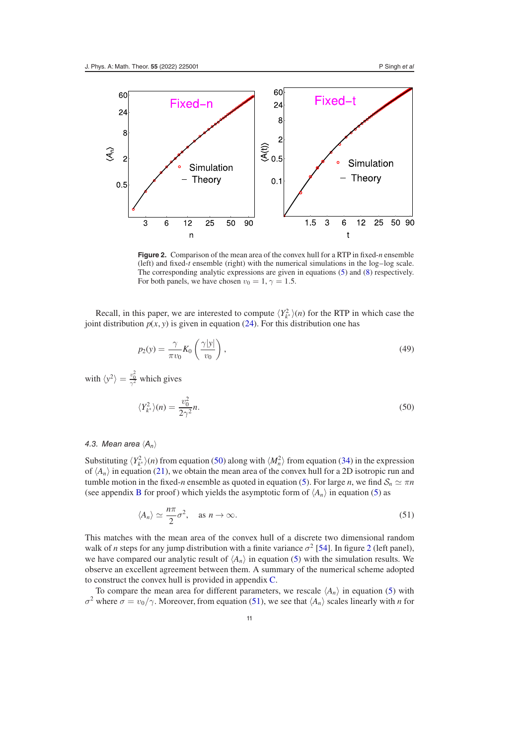**Figure 2.** Comparison of the mean area of the convex hull for a RTP in fixed-$n$ ensemble (left) and fixed-$t$ ensemble (right) with the numerical simulations in the log–log scale. The corresponding analytic expressions are given in equations (5) and (8) respectively. For both panels, we have chosen $v_0 = 1$, $\gamma = 1.5$.

Recall, in this paper, we are interested to compute $\langle Y_{k^*}^2 \rangle(n)$ for the RTP in which case the joint distribution $p(x, y)$ is given in equation (24). For this distribution one has

$$p_2(y) = \frac{\gamma}{\pi v_0} K_0 \left( \frac{\gamma |y|}{v_0} \right), \tag{49}$$

with $\langle y^2 \rangle = \frac{v_0^2}{\gamma^2}$ which gives

$$\langle Y_{k^*}^2 \rangle(n) = \frac{v_0^2}{2\gamma^2} n. \tag{50}$$

### 4.3. Mean area $\langle A_n \rangle$

Substituting $\langle Y_{k^*}^2 \rangle(n)$ from equation (50) along with $\langle M_n^2 \rangle$ from equation (34) in the expression of $\langle A_n \rangle$ in equation (21), we obtain the mean area of the convex hull for a 2D isotropic run and tumble motion in the fixed-$n$ ensemble as quoted in equation (5). For large $n$, we find $\mathcal{S}_n \simeq \pi n$ (see appendix B for proof) which yields the asymptotic form of $\langle A_n \rangle$ in equation (5) as

$$\langle A_n \rangle \simeq \frac{n\pi}{2} \sigma^2, \quad \text{as } n \to \infty. \tag{51}$$

This matches with the mean area of the convex hull of a discrete two dimensional random walk of $n$ steps for any jump distribution with a finite variance $\sigma^2$ [54]. In figure 2 (left panel), we have compared our analytic result of $\langle A_n \rangle$ in equation (5) with the simulation results. We observe an excellent agreement between them. A summary of the numerical scheme adopted to construct the convex hull is provided in appendix C.

To compare the mean area for different parameters, we rescale $\langle A_n \rangle$ in equation (5) with $\sigma^2$ where $\sigma = v_0/\gamma$. Moreover, from equation (51), we see that $\langle A_n \rangle$ scales linearly with $n$ for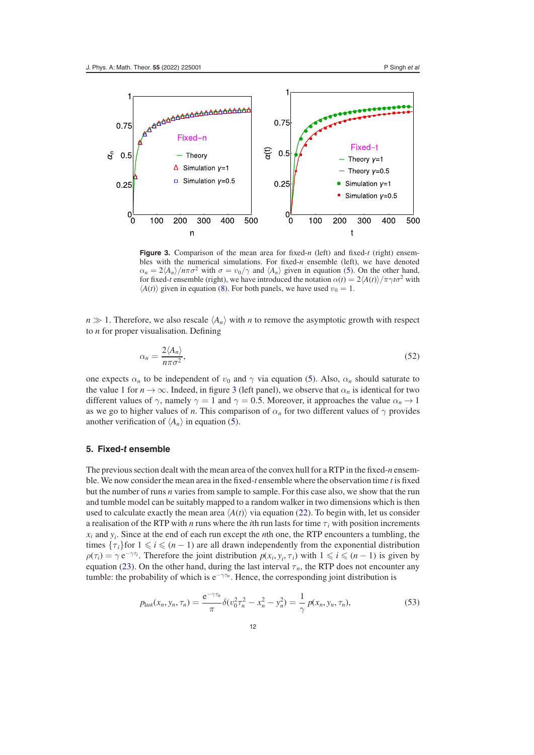**Figure 3.** Comparison of the mean area for fixed-$n$ (left) and fixed-$t$ (right) ensembles with the numerical simulations. For fixed-$n$ ensemble (left), we have denoted $\alpha_n = 2\langle A_n\rangle/n\pi\sigma^2$ with $\sigma = v_0/\gamma$ and $\langle A_n\rangle$ given in equation (5). On the other hand, for fixed-$t$ ensemble (right), we have introduced the notation $\alpha(t) = 2\langle A(t)\rangle/\pi\gamma t\sigma^2$ with $\langle A(t)\rangle$ given in equation (8). For both panels, we have used $v_0 = 1$.

$n \gg 1$. Therefore, we also rescale $\langle A_n\rangle$ with $n$ to remove the asymptotic growth with respect to $n$ for proper visualisation. Defining

$$\alpha_n = \frac{2\langle A_n\rangle}{n\pi\sigma^2}, \tag{52}$$

one expects $\alpha_n$ to be independent of $v_0$ and $\gamma$ via equation (5). Also, $\alpha_n$ should saturate to the value 1 for $n \to \infty$. Indeed, in figure 3 (left panel), we observe that $\alpha_n$ is identical for two different values of $\gamma$, namely $\gamma = 1$ and $\gamma = 0.5$. Moreover, it approaches the value $\alpha_n \to 1$ as we go to higher values of $n$. This comparison of $\alpha_n$ for two different values of $\gamma$ provides another verification of $\langle A_n\rangle$ in equation (5).

## 5. Fixed-$t$ ensemble

The previous section dealt with the mean area of the convex hull for a RTP in the fixed-$n$ ensemble. We now consider the mean area in the fixed-$t$ ensemble where the observation time $t$ is fixed but the number of runs $n$ varies from sample to sample. For this case also, we show that the run and tumble model can be suitably mapped to a random walker in two dimensions which is then used to calculate exactly the mean area $\langle A(t)\rangle$ via equation (22). To begin with, let us consider a realisation of the RTP with $n$ runs where the $i$th run lasts for time $\tau_i$ with position increments $x_i$ and $y_i$. Since at the end of each run except the $n$th one, the RTP encounters a tumbling, the times $\{\tau_i\}$for $1 \leqslant i \leqslant (n-1)$ are all drawn independently from the exponential distribution $\rho(\tau_i) = \gamma\, \mathrm{e}^{-\gamma\tau_i}$. Therefore the joint distribution $p(x_i, y_i, \tau_i)$ with $1 \leqslant i \leqslant (n-1)$ is given by equation (23). On the other hand, during the last interval $\tau_n$, the RTP does not encounter any tumble: the probability of which is $\mathrm{e}^{-\gamma\tau_n}$. Hence, the corresponding joint distribution is

$$p_{\text{last}}(x_n, y_n, \tau_n) = \frac{\mathrm{e}^{-\gamma\tau_n}}{\pi}\delta(v_0^2\tau_n^2 - x_n^2 - y_n^2) = \frac{1}{\gamma}\, p(x_n, y_n, \tau_n), \tag{53}$$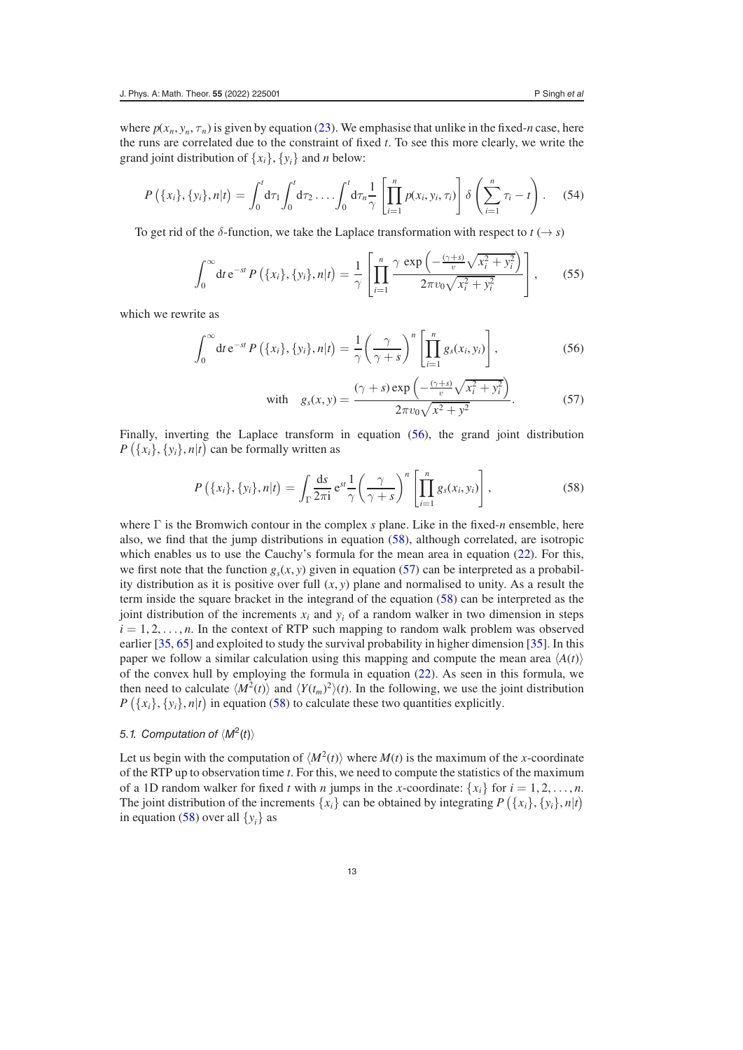where $p(x_n, y_n, \tau_n)$ is given by equation (23). We emphasise that unlike in the fixed-$n$ case, here the runs are correlated due to the constraint of fixed $t$. To see this more clearly, we write the grand joint distribution of $\{x_i\}, \{y_i\}$ and $n$ below:

$$P\left(\{x_i\}, \{y_i\}, n|t\right) = \int_0^t \mathrm{d}\tau_1 \int_0^t \mathrm{d}\tau_2 \ldots \int_0^t \mathrm{d}\tau_n \frac{1}{\gamma} \left[\prod_{i=1}^n p(x_i, y_i, \tau_i)\right] \delta\left(\sum_{i=1}^n \tau_i - t\right). \quad (54)$$

To get rid of the $\delta$-function, we take the Laplace transformation with respect to $t$ ($\rightarrow s$)

$$\int_0^\infty \mathrm{d}t\, \mathrm{e}^{-st} P\left(\{x_i\}, \{y_i\}, n|t\right) = \frac{1}{\gamma} \left[\prod_{i=1}^n \frac{\gamma \exp\left(-\frac{(\gamma+s)}{v}\sqrt{x_i^2+y_i^2}\right)}{2\pi v_0 \sqrt{x_i^2+y_i^2}}\right], \quad (55)$$

which we rewrite as

$$\int_0^\infty \mathrm{d}t\, \mathrm{e}^{-st} P\left(\{x_i\}, \{y_i\}, n|t\right) = \frac{1}{\gamma}\left(\frac{\gamma}{\gamma+s}\right)^n \left[\prod_{i=1}^n g_s(x_i, y_i)\right], \quad (56)$$

$$\text{with} \quad g_s(x, y) = \frac{(\gamma+s)\exp\left(-\frac{(\gamma+s)}{v}\sqrt{x_i^2+y_i^2}\right)}{2\pi v_0 \sqrt{x^2+y^2}}. \quad (57)$$

Finally, inverting the Laplace transform in equation (56), the grand joint distribution $P\left(\{x_i\}, \{y_i\}, n|t\right)$ can be formally written as

$$P\left(\{x_i\}, \{y_i\}, n|t\right) = \int_\Gamma \frac{\mathrm{d}s}{2\pi \mathrm{i}}\, \mathrm{e}^{st} \frac{1}{\gamma}\left(\frac{\gamma}{\gamma+s}\right)^n \left[\prod_{i=1}^n g_s(x_i, y_i)\right], \quad (58)$$

where $\Gamma$ is the Bromwich contour in the complex $s$ plane. Like in the fixed-$n$ ensemble, here also, we find that the jump distributions in equation (58), although correlated, are isotropic which enables us to use the Cauchy's formula for the mean area in equation (22). For this, we first note that the function $g_s(x, y)$ given in equation (57) can be interpreted as a probability distribution as it is positive over full $(x, y)$ plane and normalised to unity. As a result the term inside the square bracket in the integrand of the equation (58) can be interpreted as the joint distribution of the increments $x_i$ and $y_i$ of a random walker in two dimension in steps $i = 1, 2, \ldots, n$. In the context of RTP such mapping to random walk problem was observed earlier [35, 65] and exploited to study the survival probability in higher dimension [35]. In this paper we follow a similar calculation using this mapping and compute the mean area $\langle A(t)\rangle$ of the convex hull by employing the formula in equation (22). As seen in this formula, we then need to calculate $\langle M^2(t)\rangle$ and $\langle Y(t_m)^2\rangle(t)$. In the following, we use the joint distribution $P\left(\{x_i\}, \{y_i\}, n|t\right)$ in equation (58) to calculate these two quantities explicitly.

### 5.1. Computation of $\langle M^2(t)\rangle$

Let us begin with the computation of $\langle M^2(t)\rangle$ where $M(t)$ is the maximum of the $x$-coordinate of the RTP up to observation time $t$. For this, we need to compute the statistics of the maximum of a 1D random walker for fixed $t$ with $n$ jumps in the $x$-coordinate: $\{x_i\}$ for $i = 1, 2, \ldots, n$. The joint distribution of the increments $\{x_i\}$ can be obtained by integrating $P\left(\{x_i\}, \{y_i\}, n|t\right)$ in equation (58) over all $\{y_i\}$ as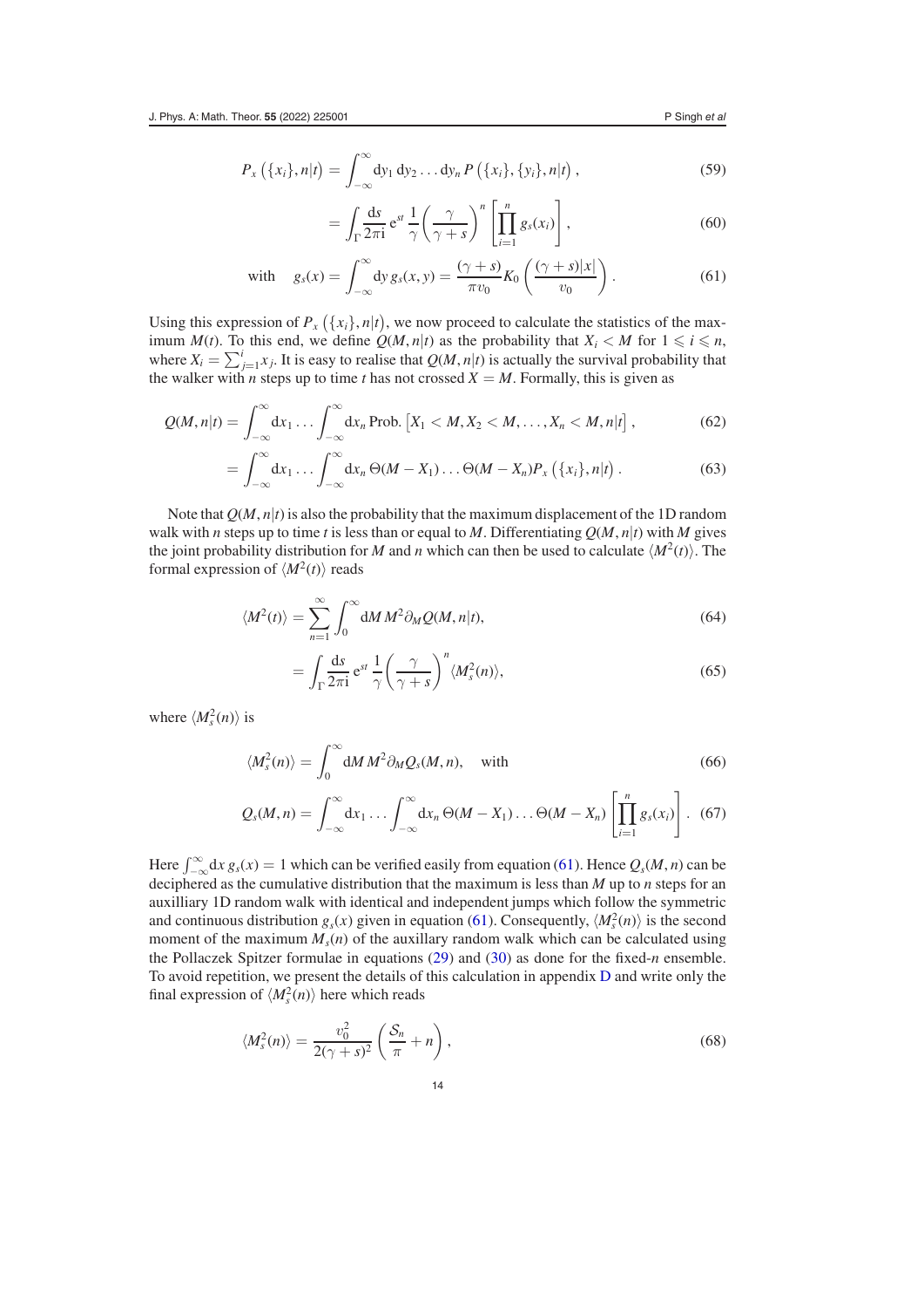$$P_x\left(\{x_i\}, n|t\right) = \int_{-\infty}^{\infty} \mathrm{d}y_1\, \mathrm{d}y_2 \ldots \mathrm{d}y_n\, P\left(\{x_i\}, \{y_i\}, n|t\right), \tag{59}$$

$$= \int_{\Gamma} \frac{\mathrm{d}s}{2\pi \mathrm{i}}\, \mathrm{e}^{st}\, \frac{1}{\gamma} \left(\frac{\gamma}{\gamma+s}\right)^n \left[\prod_{i=1}^{n} g_s(x_i)\right], \tag{60}$$

$$\text{with} \quad g_s(x) = \int_{-\infty}^{\infty} \mathrm{d}y\, g_s(x,y) = \frac{(\gamma+s)}{\pi v_0} K_0\left(\frac{(\gamma+s)|x|}{v_0}\right). \tag{61}$$

Using this expression of $P_x\left(\{x_i\}, n|t\right)$, we now proceed to calculate the statistics of the maximum $M(t)$. To this end, we define $Q(M, n|t)$ as the probability that $X_i < M$ for $1 \leqslant i \leqslant n$, where $X_i = \sum_{j=1}^{i} x_j$. It is easy to realise that $Q(M, n|t)$ is actually the survival probability that the walker with $n$ steps up to time $t$ has not crossed $X = M$. Formally, this is given as

$$Q(M, n|t) = \int_{-\infty}^{\infty} \mathrm{d}x_1 \ldots \int_{-\infty}^{\infty} \mathrm{d}x_n\, \text{Prob.}\left[X_1 < M, X_2 < M, \ldots, X_n < M, n|t\right], \tag{62}$$

$$= \int_{-\infty}^{\infty} \mathrm{d}x_1 \ldots \int_{-\infty}^{\infty} \mathrm{d}x_n\, \Theta(M - X_1) \ldots \Theta(M - X_n) P_x\left(\{x_i\}, n|t\right). \tag{63}$$

Note that $Q(M, n|t)$ is also the probability that the maximum displacement of the 1D random walk with $n$ steps up to time $t$ is less than or equal to $M$. Differentiating $Q(M, n|t)$ with $M$ gives the joint probability distribution for $M$ and $n$ which can then be used to calculate $\langle M^2(t)\rangle$. The formal expression of $\langle M^2(t)\rangle$ reads

$$\langle M^2(t)\rangle = \sum_{n=1}^{\infty} \int_0^{\infty} \mathrm{d}M\, M^2 \partial_M Q(M, n|t), \tag{64}$$

$$= \int_{\Gamma} \frac{\mathrm{d}s}{2\pi \mathrm{i}}\, \mathrm{e}^{st}\, \frac{1}{\gamma} \left(\frac{\gamma}{\gamma+s}\right)^n \langle M_s^2(n)\rangle, \tag{65}$$

where $\langle M_s^2(n)\rangle$ is

$$\langle M_s^2(n)\rangle = \int_0^{\infty} \mathrm{d}M\, M^2 \partial_M Q_s(M, n), \quad \text{with} \tag{66}$$

$$Q_s(M, n) = \int_{-\infty}^{\infty} \mathrm{d}x_1 \ldots \int_{-\infty}^{\infty} \mathrm{d}x_n\, \Theta(M - X_1) \ldots \Theta(M - X_n) \left[\prod_{i=1}^{n} g_s(x_i)\right]. \tag{67}$$

Here $\int_{-\infty}^{\infty} \mathrm{d}x\, g_s(x) = 1$ which can be verified easily from equation (61). Hence $Q_s(M, n)$ can be deciphered as the cumulative distribution that the maximum is less than $M$ up to $n$ steps for an auxilliary 1D random walk with identical and independent jumps which follow the symmetric and continuous distribution $g_s(x)$ given in equation (61). Consequently, $\langle M_s^2(n)\rangle$ is the second moment of the maximum $M_s(n)$ of the auxillary random walk which can be calculated using the Pollaczek Spitzer formulae in equations (29) and (30) as done for the fixed-$n$ ensemble. To avoid repetition, we present the details of this calculation in appendix D and write only the final expression of $\langle M_s^2(n)\rangle$ here which reads

$$\langle M_s^2(n)\rangle = \frac{v_0^2}{2(\gamma+s)^2} \left(\frac{\mathcal{S}_n}{\pi} + n\right), \tag{68}$$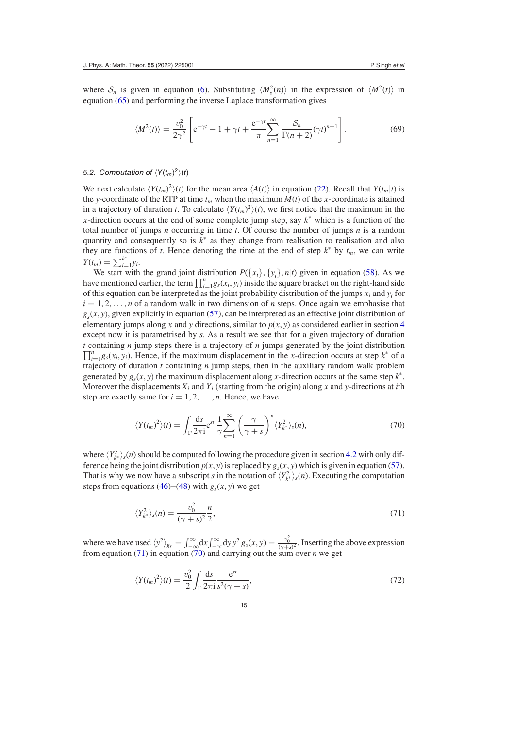where $\mathcal{S}_n$ is given in equation (6). Substituting $\langle M_s^2(n)\rangle$ in the expression of $\langle M^2(t)\rangle$ in equation (65) and performing the inverse Laplace transformation gives

$$\langle M^2(t)\rangle = \frac{v_0^2}{2\gamma^2}\left[\mathrm{e}^{-\gamma t} - 1 + \gamma t + \frac{\mathrm{e}^{-\gamma t}}{\pi}\sum_{n=1}^{\infty}\frac{\mathcal{S}_n}{\Gamma(n+2)}(\gamma t)^{n+1}\right]. \tag{69}$$

### 5.2. Computation of $\langle Y(t_m)^2\rangle(t)$

We next calculate $\langle Y(t_m)^2\rangle(t)$ for the mean area $\langle A(t)\rangle$ in equation (22). Recall that $Y(t_m|t)$ is the $y$-coordinate of the RTP at time $t_m$ when the maximum $M(t)$ of the $x$-coordinate is attained in a trajectory of duration $t$. To calculate $\langle Y(t_m)^2\rangle(t)$, we first notice that the maximum in the $x$-direction occurs at the end of some complete jump step, say $k^*$ which is a function of the total number of jumps $n$ occurring in time $t$. Of course the number of jumps $n$ is a random quantity and consequently so is $k^*$ as they change from realisation to realisation and also they are functions of $t$. Hence denoting the time at the end of step $k^*$ by $t_m$, we can write $Y(t_m) = \sum_{i=1}^{k^*} y_i$.

We start with the grand joint distribution $P(\{x_i\},\{y_i\},n|t)$ given in equation (58). As we have mentioned earlier, the term $\prod_{i=1}^{n} g_s(x_i, y_i)$ inside the square bracket on the right-hand side of this equation can be interpreted as the joint probability distribution of the jumps $x_i$ and $y_i$ for $i = 1, 2, \ldots, n$ of a random walk in two dimension of $n$ steps. Once again we emphasise that $g_s(x, y)$, given explicitly in equation (57), can be interpreted as an effective joint distribution of elementary jumps along $x$ and $y$ directions, similar to $p(x, y)$ as considered earlier in section 4 except now it is parametrised by $s$. As a result we see that for a given trajectory of duration $t$ containing $n$ jump steps there is a trajectory of $n$ jumps generated by the joint distribution $\prod_{i=1}^{n} g_s(x_i, y_i)$. Hence, if the maximum displacement in the $x$-direction occurs at step $k^*$ of a trajectory of duration $t$ containing $n$ jump steps, then in the auxiliary random walk problem generated by $g_s(x, y)$ the maximum displacement along $x$-direction occurs at the same step $k^*$. Moreover the displacements $X_i$ and $Y_i$ (starting from the origin) along $x$ and $y$-directions at $i$th step are exactly same for $i = 1, 2, \ldots, n$. Hence, we have

$$\langle Y(t_m)^2\rangle(t) = \int_{\Gamma}\frac{\mathrm{d}s}{2\pi\mathrm{i}}\mathrm{e}^{st}\,\frac{1}{\gamma}\sum_{n=1}^{\infty}\left(\frac{\gamma}{\gamma+s}\right)^{n}\langle Y_{k^*}^2\rangle_s(n), \tag{70}$$

where $\langle Y_{k^*}^2\rangle_s(n)$ should be computed following the procedure given in section 4.2 with only difference being the joint distribution $p(x, y)$ is replaced by $g_s(x, y)$ which is given in equation (57). That is why we now have a subscript $s$ in the notation of $\langle Y_{k^*}^2\rangle_s(n)$. Executing the computation steps from equations (46)–(48) with $g_s(x, y)$ we get

$$\langle Y_{k^*}^2\rangle_s(n) = \frac{v_0^2}{(\gamma+s)^2}\frac{n}{2}, \tag{71}$$

where we have used $\langle y^2\rangle_{g_s} = \int_{-\infty}^{\infty}\mathrm{d}x\int_{-\infty}^{\infty}\mathrm{d}y\, y^2\, g_s(x, y) = \frac{v_0^2}{(\gamma+s)^2}$. Inserting the above expression from equation (71) in equation (70) and carrying out the sum over $n$ we get

$$\langle Y(t_m)^2\rangle(t) = \frac{v_0^2}{2}\int_{\Gamma}\frac{\mathrm{d}s}{2\pi\mathrm{i}}\frac{\mathrm{e}^{st}}{s^2(\gamma+s)}, \tag{72}$$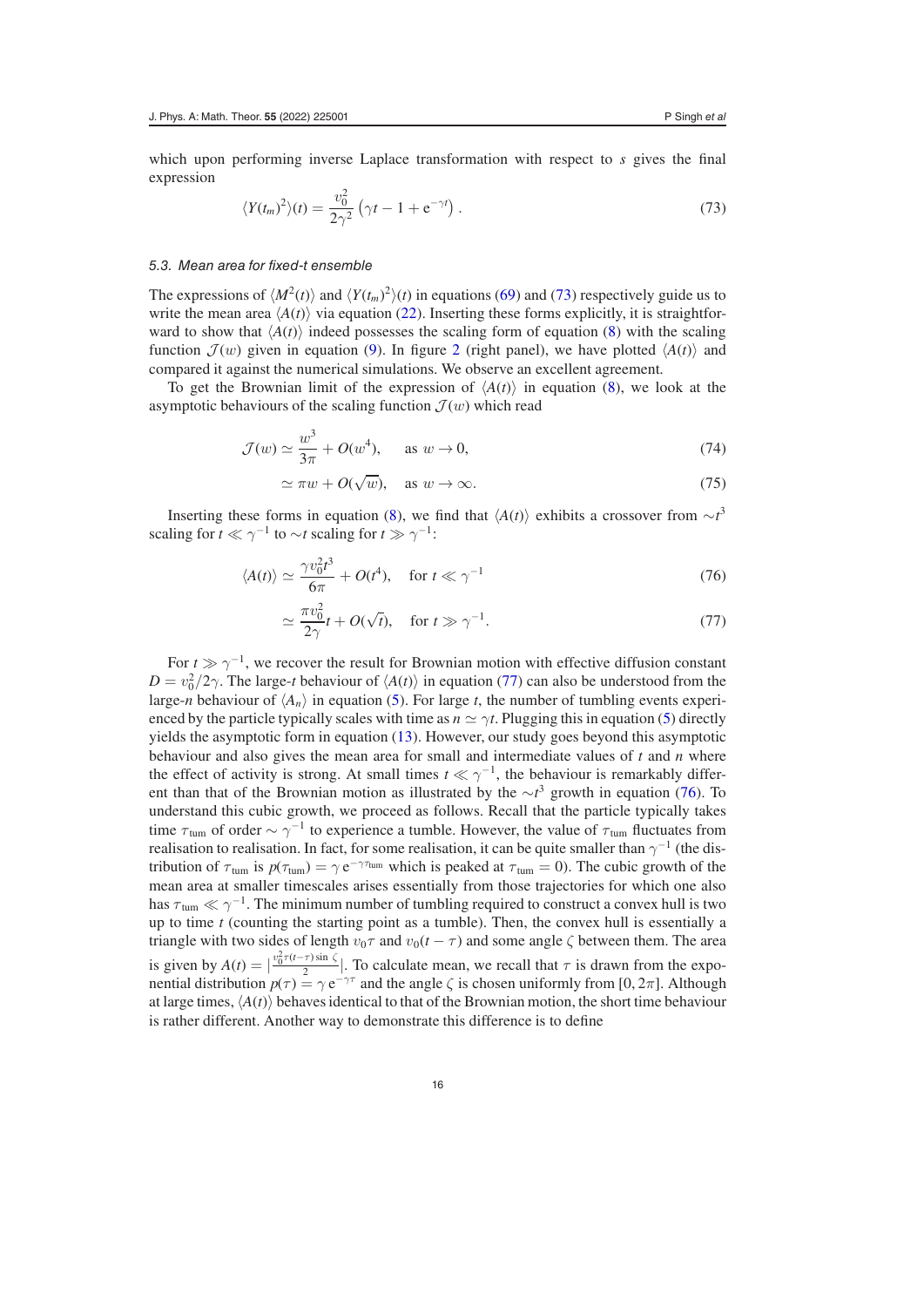which upon performing inverse Laplace transformation with respect to $s$ gives the final expression

$$\langle Y(t_m)^2 \rangle(t) = \frac{v_0^2}{2\gamma^2}\left(\gamma t - 1 + \mathrm{e}^{-\gamma t}\right). \tag{73}$$

### 5.3. Mean area for fixed-$t$ ensemble

The expressions of $\langle M^2(t)\rangle$ and $\langle Y(t_m)^2\rangle(t)$ in equations (69) and (73) respectively guide us to write the mean area $\langle A(t)\rangle$ via equation (22). Inserting these forms explicitly, it is straightforward to show that $\langle A(t)\rangle$ indeed possesses the scaling form of equation (8) with the scaling function $\mathcal{J}(w)$ given in equation (9). In figure 2 (right panel), we have plotted $\langle A(t)\rangle$ and compared it against the numerical simulations. We observe an excellent agreement.

To get the Brownian limit of the expression of $\langle A(t)\rangle$ in equation (8), we look at the asymptotic behaviours of the scaling function $\mathcal{J}(w)$ which read

$$\mathcal{J}(w) \simeq \frac{w^3}{3\pi} + O(w^4), \quad \text{as } w \to 0, \tag{74}$$

$$\simeq \pi w + O(\sqrt{w}), \quad \text{as } w \to \infty. \tag{75}$$

Inserting these forms in equation (8), we find that $\langle A(t)\rangle$ exhibits a crossover from $\sim t^3$ scaling for $t \ll \gamma^{-1}$ to $\sim t$ scaling for $t \gg \gamma^{-1}$:

$$\langle A(t)\rangle \simeq \frac{\gamma v_0^2 t^3}{6\pi} + O(t^4), \quad \text{for } t \ll \gamma^{-1} \tag{76}$$

$$\simeq \frac{\pi v_0^2}{2\gamma} t + O(\sqrt{t}), \quad \text{for } t \gg \gamma^{-1}. \tag{77}$$

For $t \gg \gamma^{-1}$, we recover the result for Brownian motion with effective diffusion constant $D = v_0^2/2\gamma$. The large-$t$ behaviour of $\langle A(t)\rangle$ in equation (77) can also be understood from the large-$n$ behaviour of $\langle A_n\rangle$ in equation (5). For large $t$, the number of tumbling events experienced by the particle typically scales with time as $n \simeq \gamma t$. Plugging this in equation (5) directly yields the asymptotic form in equation (13). However, our study goes beyond this asymptotic behaviour and also gives the mean area for small and intermediate values of $t$ and $n$ where the effect of activity is strong. At small times $t \ll \gamma^{-1}$, the behaviour is remarkably different than that of the Brownian motion as illustrated by the $\sim t^3$ growth in equation (76). To understand this cubic growth, we proceed as follows. Recall that the particle typically takes time $\tau_{\text{tum}}$ of order $\sim \gamma^{-1}$ to experience a tumble. However, the value of $\tau_{\text{tum}}$ fluctuates from realisation to realisation. In fact, for some realisation, it can be quite smaller than $\gamma^{-1}$ (the distribution of $\tau_{\text{tum}}$ is $p(\tau_{\text{tum}}) = \gamma\,\mathrm{e}^{-\gamma\tau_{\text{tum}}}$ which is peaked at $\tau_{\text{tum}} = 0$). The cubic growth of the mean area at smaller timescales arises essentially from those trajectories for which one also has $\tau_{\text{tum}} \ll \gamma^{-1}$. The minimum number of tumbling required to construct a convex hull is two up to time $t$ (counting the starting point as a tumble). Then, the convex hull is essentially a triangle with two sides of length $v_0\tau$ and $v_0(t-\tau)$ and some angle $\zeta$ between them. The area is given by $A(t) = \left|\frac{v_0^2\tau(t-\tau)\sin\zeta}{2}\right|$. To calculate mean, we recall that $\tau$ is drawn from the exponential distribution $p(\tau) = \gamma\,\mathrm{e}^{-\gamma\tau}$ and the angle $\zeta$ is chosen uniformly from $[0, 2\pi]$. Although at large times, $\langle A(t)\rangle$ behaves identical to that of the Brownian motion, the short time behaviour is rather different. Another way to demonstrate this difference is to define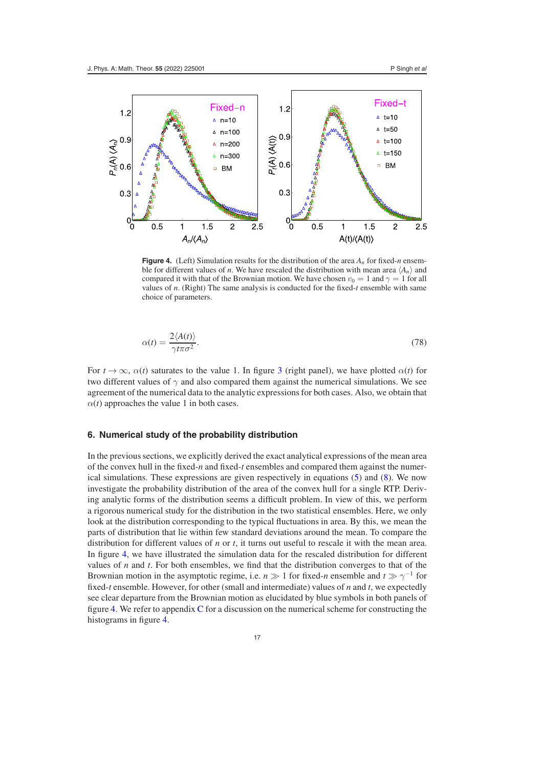**Figure 4.** (Left) Simulation results for the distribution of the area $A_n$ for fixed-$n$ ensemble for different values of $n$. We have rescaled the distribution with mean area $\langle A_n \rangle$ and compared it with that of the Brownian motion. We have chosen $v_0 = 1$ and $\gamma = 1$ for all values of $n$. (Right) The same analysis is conducted for the fixed-$t$ ensemble with same choice of parameters.

$$\alpha(t) = \frac{2\langle A(t)\rangle}{\gamma t \pi \sigma^2}. \tag{78}$$

For $t \to \infty$, $\alpha(t)$ saturates to the value 1. In figure 3 (right panel), we have plotted $\alpha(t)$ for two different values of $\gamma$ and also compared them against the numerical simulations. We see agreement of the numerical data to the analytic expressions for both cases. Also, we obtain that $\alpha(t)$ approaches the value 1 in both cases.

## 6. Numerical study of the probability distribution

In the previous sections, we explicitly derived the exact analytical expressions of the mean area of the convex hull in the fixed-$n$ and fixed-$t$ ensembles and compared them against the numerical simulations. These expressions are given respectively in equations (5) and (8). We now investigate the probability distribution of the area of the convex hull for a single RTP. Deriving analytic forms of the distribution seems a difficult problem. In view of this, we perform a rigorous numerical study for the distribution in the two statistical ensembles. Here, we only look at the distribution corresponding to the typical fluctuations in area. By this, we mean the parts of distribution that lie within few standard deviations around the mean. To compare the distribution for different values of $n$ or $t$, it turns out useful to rescale it with the mean area. In figure 4, we have illustrated the simulation data for the rescaled distribution for different values of $n$ and $t$. For both ensembles, we find that the distribution converges to that of the Brownian motion in the asymptotic regime, i.e. $n \gg 1$ for fixed-$n$ ensemble and $t \gg \gamma^{-1}$ for fixed-$t$ ensemble. However, for other (small and intermediate) values of $n$ and $t$, we expectedly see clear departure from the Brownian motion as elucidated by blue symbols in both panels of figure 4. We refer to appendix C for a discussion on the numerical scheme for constructing the histograms in figure 4.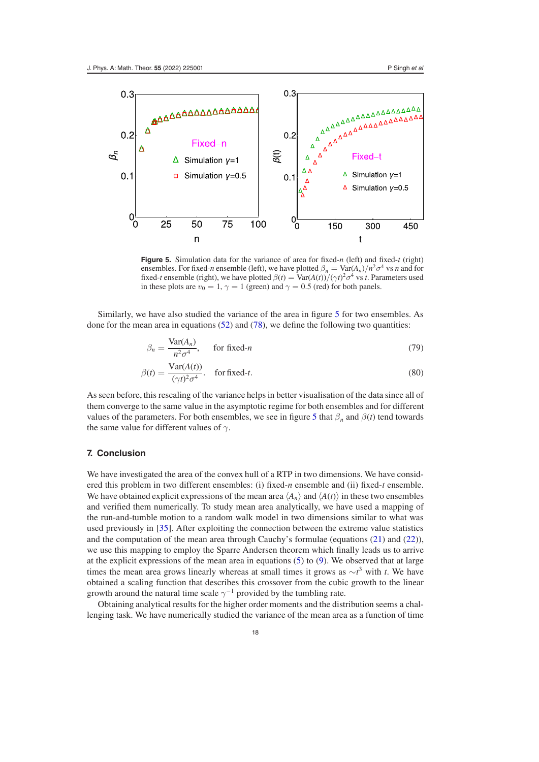**Figure 5.** Simulation data for the variance of area for fixed-$n$ (left) and fixed-$t$ (right) ensembles. For fixed-$n$ ensemble (left), we have plotted $\beta_n = \mathrm{Var}(A_n)/n^2\sigma^4$ vs $n$ and for fixed-$t$ ensemble (right), we have plotted $\beta(t) = \mathrm{Var}(A(t))/(\gamma t)^2\sigma^4$ vs $t$. Parameters used in these plots are $v_0 = 1$, $\gamma = 1$ (green) and $\gamma = 0.5$ (red) for both panels.

Similarly, we have also studied the variance of the area in figure 5 for two ensembles. As done for the mean area in equations (52) and (78), we define the following two quantities:

$$\beta_n = \frac{\mathrm{Var}(A_n)}{n^2\sigma^4}, \quad \text{for fixed-}n \tag{79}$$

$$\beta(t) = \frac{\mathrm{Var}(A(t))}{(\gamma t)^2\sigma^4}. \quad \text{for fixed-}t. \tag{80}$$

As seen before, this rescaling of the variance helps in better visualisation of the data since all of them converge to the same value in the asymptotic regime for both ensembles and for different values of the parameters. For both ensembles, we see in figure 5 that $\beta_n$ and $\beta(t)$ tend towards the same value for different values of $\gamma$.

## 7. Conclusion

We have investigated the area of the convex hull of a RTP in two dimensions. We have considered this problem in two different ensembles: (i) fixed-$n$ ensemble and (ii) fixed-$t$ ensemble. We have obtained explicit expressions of the mean area $\langle A_n\rangle$ and $\langle A(t)\rangle$ in these two ensembles and verified them numerically. To study mean area analytically, we have used a mapping of the run-and-tumble motion to a random walk model in two dimensions similar to what was used previously in [35]. After exploiting the connection between the extreme value statistics and the computation of the mean area through Cauchy's formulae (equations (21) and (22)), we use this mapping to employ the Sparre Andersen theorem which finally leads us to arrive at the explicit expressions of the mean area in equations (5) to (9). We observed that at large times the mean area grows linearly whereas at small times it grows as $\sim t^3$ with $t$. We have obtained a scaling function that describes this crossover from the cubic growth to the linear growth around the natural time scale $\gamma^{-1}$ provided by the tumbling rate.

Obtaining analytical results for the higher order moments and the distribution seems a challenging task. We have numerically studied the variance of the mean area as a function of time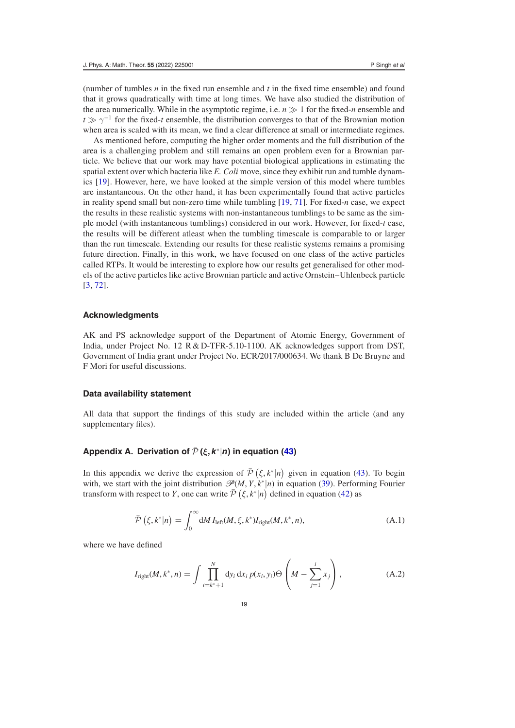(number of tumbles $n$ in the fixed run ensemble and $t$ in the fixed time ensemble) and found that it grows quadratically with time at long times. We have also studied the distribution of the area numerically. While in the asymptotic regime, i.e. $n \gg 1$ for the fixed-$n$ ensemble and $t \gg \gamma^{-1}$ for the fixed-$t$ ensemble, the distribution converges to that of the Brownian motion when area is scaled with its mean, we find a clear difference at small or intermediate regimes.

As mentioned before, computing the higher order moments and the full distribution of the area is a challenging problem and still remains an open problem even for a Brownian particle. We believe that our work may have potential biological applications in estimating the spatial extent over which bacteria like *E. Coli* move, since they exhibit run and tumble dynamics [19]. However, here, we have looked at the simple version of this model where tumbles are instantaneous. On the other hand, it has been experimentally found that active particles in reality spend small but non-zero time while tumbling [19, 71]. For fixed-$n$ case, we expect the results in these realistic systems with non-instantaneous tumblings to be same as the simple model (with instantaneous tumblings) considered in our work. However, for fixed-$t$ case, the results will be different atleast when the tumbling timescale is comparable to or larger than the run timescale. Extending our results for these realistic systems remains a promising future direction. Finally, in this work, we have focused on one class of the active particles called RTPs. It would be interesting to explore how our results get generalised for other models of the active particles like active Brownian particle and active Ornstein–Uhlenbeck particle [3, 72].

## Acknowledgments

AK and PS acknowledge support of the Department of Atomic Energy, Government of India, under Project No. 12 R & D-TFR-5.10-1100. AK acknowledges support from DST, Government of India grant under Project No. ECR/2017/000634. We thank B De Bruyne and F Mori for useful discussions.

## Data availability statement

All data that support the findings of this study are included within the article (and any supplementary files).

## Appendix A. Derivation of $\bar{\mathcal{P}}(\xi, k^*|n)$ in equation (43)

In this appendix we derive the expression of $\bar{\mathcal{P}}\left(\xi, k^*|n\right)$ given in equation (43). To begin with, we start with the joint distribution $\mathscr{P}(M, Y, k^*|n)$ in equation (39). Performing Fourier transform with respect to $Y$, one can write $\bar{\mathcal{P}}\left(\xi, k^*|n\right)$ defined in equation (42) as

$$\bar{\mathcal{P}}\left(\xi, k^*|n\right) = \int_0^{\infty} \mathrm{d}M\, I_{\text{left}}(M, \xi, k^*) I_{\text{right}}(M, k^*, n), \tag{A.1}$$

where we have defined

$$I_{\text{right}}(M, k^*, n) = \int \prod_{i=k^*+1}^{N} \mathrm{d}y_i\, \mathrm{d}x_i\, p(x_i, y_i) \Theta\left(M - \sum_{j=1}^{i} x_j\right), \tag{A.2}$$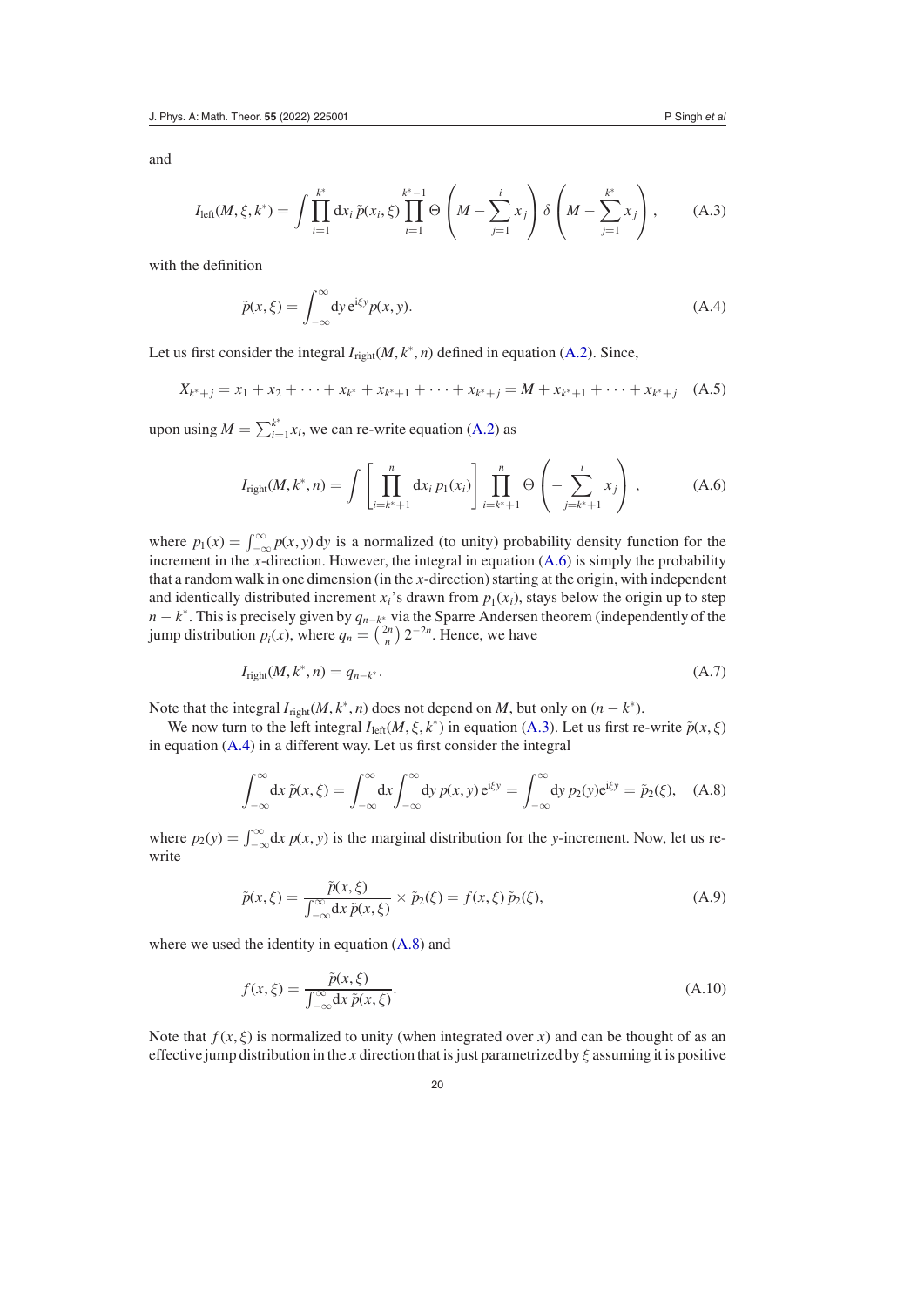and

$$I_{\text{left}}(M,\xi,k^*) = \int \prod_{i=1}^{k^*} \mathrm{d}x_i\, \tilde{p}(x_i,\xi) \prod_{i=1}^{k^*-1} \Theta\left(M - \sum_{j=1}^{i} x_j\right) \delta\left(M - \sum_{j=1}^{k^*} x_j\right), \tag{A.3}$$

with the definition

$$\tilde{p}(x,\xi) = \int_{-\infty}^{\infty} \mathrm{d}y\, \mathrm{e}^{\mathrm{i}\xi y} p(x,y). \tag{A.4}$$

Let us first consider the integral $I_{\text{right}}(M,k^*,n)$ defined in equation (A.2). Since,

$$X_{k^*+j} = x_1 + x_2 + \cdots + x_{k^*} + x_{k^*+1} + \cdots + x_{k^*+j} = M + x_{k^*+1} + \cdots + x_{k^*+j} \tag{A.5}$$

upon using $M = \sum_{i=1}^{k^*} x_i$, we can re-write equation (A.2) as

$$I_{\text{right}}(M,k^*,n) = \int \left[\prod_{i=k^*+1}^{n} \mathrm{d}x_i\, p_1(x_i)\right] \prod_{i=k^*+1}^{n} \Theta\left(-\sum_{j=k^*+1}^{i} x_j\right), \tag{A.6}$$

where $p_1(x) = \int_{-\infty}^{\infty} p(x,y)\,\mathrm{d}y$ is a normalized (to unity) probability density function for the increment in the $x$-direction. However, the integral in equation (A.6) is simply the probability that a random walk in one dimension (in the $x$-direction) starting at the origin, with independent and identically distributed increment $x_i$'s drawn from $p_1(x_i)$, stays below the origin up to step $n - k^*$. This is precisely given by $q_{n-k^*}$ via the Sparre Andersen theorem (independently of the jump distribution $p_i(x)$, where $q_n = \binom{2n}{n} 2^{-2n}$. Hence, we have

$$I_{\text{right}}(M,k^*,n) = q_{n-k^*}. \tag{A.7}$$

Note that the integral $I_{\text{right}}(M,k^*,n)$ does not depend on $M$, but only on $(n - k^*)$.

We now turn to the left integral $I_{\text{left}}(M,\xi,k^*)$ in equation (A.3). Let us first re-write $\tilde{p}(x,\xi)$ in equation (A.4) in a different way. Let us first consider the integral

$$\int_{-\infty}^{\infty} \mathrm{d}x\, \tilde{p}(x,\xi) = \int_{-\infty}^{\infty} \mathrm{d}x \int_{-\infty}^{\infty} \mathrm{d}y\, p(x,y)\, \mathrm{e}^{\mathrm{i}\xi y} = \int_{-\infty}^{\infty} \mathrm{d}y\, p_2(y) \mathrm{e}^{\mathrm{i}\xi y} = \tilde{p}_2(\xi), \tag{A.8}$$

where $p_2(y) = \int_{-\infty}^{\infty} \mathrm{d}x\, p(x,y)$ is the marginal distribution for the $y$-increment. Now, let us re-write

$$\tilde{p}(x,\xi) = \frac{\tilde{p}(x,\xi)}{\int_{-\infty}^{\infty} \mathrm{d}x\, \tilde{p}(x,\xi)} \times \tilde{p}_2(\xi) = f(x,\xi)\, \tilde{p}_2(\xi), \tag{A.9}$$

where we used the identity in equation (A.8) and

$$f(x,\xi) = \frac{\tilde{p}(x,\xi)}{\int_{-\infty}^{\infty} \mathrm{d}x\, \tilde{p}(x,\xi)}. \tag{A.10}$$

Note that $f(x,\xi)$ is normalized to unity (when integrated over $x$) and can be thought of as an effective jump distribution in the $x$ direction that is just parametrized by $\xi$ assuming it is positive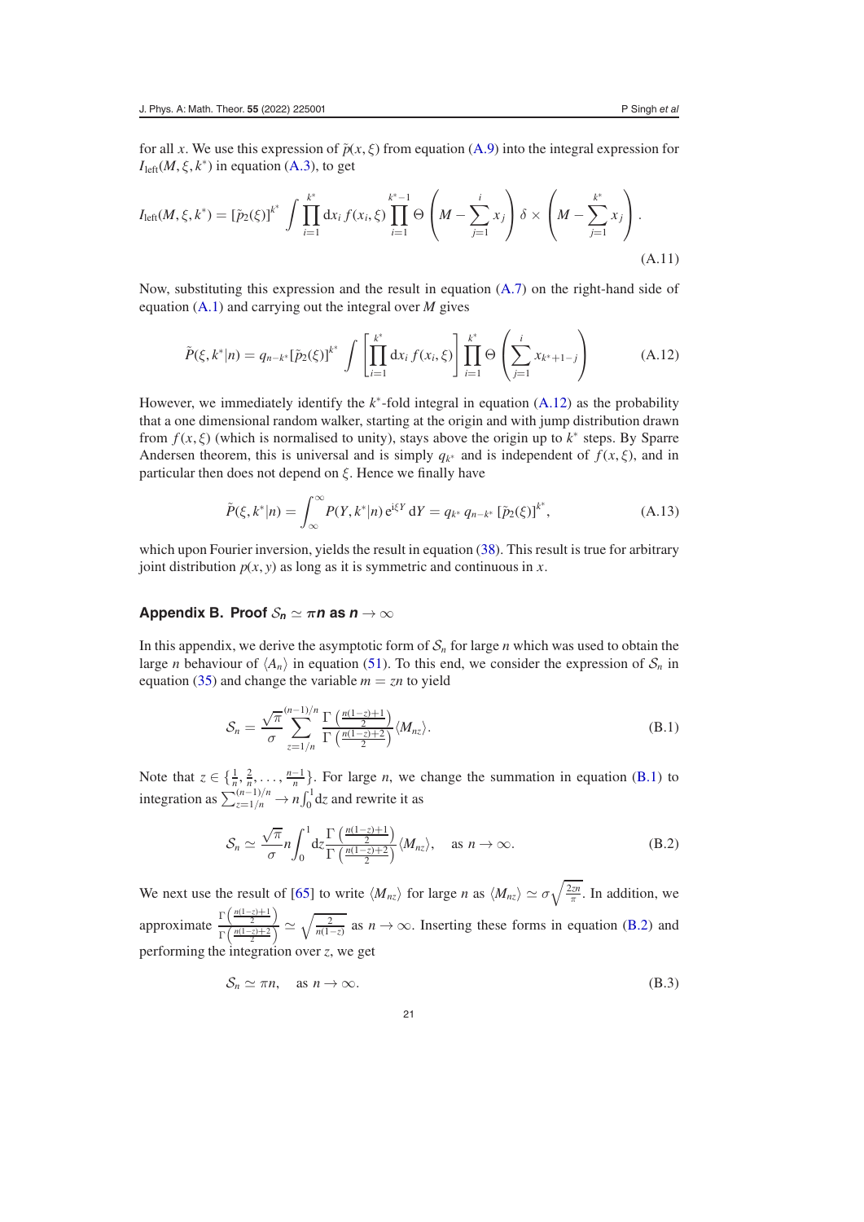for all $x$. We use this expression of $\tilde{p}(x, \xi)$ from equation (A.9) into the integral expression for $I_{\text{left}}(M, \xi, k^*)$ in equation (A.3), to get

$$I_{\text{left}}(M, \xi, k^*) = [\tilde{p}_2(\xi)]^{k^*} \int \prod_{i=1}^{k^*} \mathrm{d}x_i\, f(x_i, \xi) \prod_{i=1}^{k^*-1} \Theta\left(M - \sum_{j=1}^{i} x_j\right) \delta \times \left(M - \sum_{j=1}^{k^*} x_j\right). \tag{A.11}$$

Now, substituting this expression and the result in equation (A.7) on the right-hand side of equation (A.1) and carrying out the integral over $M$ gives

$$\tilde{P}(\xi, k^*|n) = q_{n-k^*}[\tilde{p}_2(\xi)]^{k^*} \int \left[\prod_{i=1}^{k^*} \mathrm{d}x_i\, f(x_i, \xi)\right] \prod_{i=1}^{k^*} \Theta\left(\sum_{j=1}^{i} x_{k^*+1-j}\right) \tag{A.12}$$

However, we immediately identify the $k^*$-fold integral in equation (A.12) as the probability that a one dimensional random walker, starting at the origin and with jump distribution drawn from $f(x, \xi)$ (which is normalised to unity), stays above the origin up to $k^*$ steps. By Sparre Andersen theorem, this is universal and is simply $q_{k^*}$ and is independent of $f(x, \xi)$, and in particular then does not depend on $\xi$. Hence we finally have

$$\tilde{P}(\xi, k^*|n) = \int_{\infty}^{\infty} P(Y, k^*|n)\, \mathrm{e}^{\mathrm{i}\xi Y}\, \mathrm{d}Y = q_{k^*}\, q_{n-k^*}\, [\tilde{p}_2(\xi)]^{k^*}, \tag{A.13}$$

which upon Fourier inversion, yields the result in equation (38). This result is true for arbitrary joint distribution $p(x, y)$ as long as it is symmetric and continuous in $x$.

## Appendix B. Proof $\mathcal{S}_n \simeq \pi n$ as $n \to \infty$

In this appendix, we derive the asymptotic form of $\mathcal{S}_n$ for large $n$ which was used to obtain the large $n$ behaviour of $\langle A_n \rangle$ in equation (51). To this end, we consider the expression of $\mathcal{S}_n$ in equation (35) and change the variable $m = zn$ to yield

$$\mathcal{S}_n = \frac{\sqrt{\pi}}{\sigma} \sum_{z=1/n}^{(n-1)/n} \frac{\Gamma\left(\frac{n(1-z)+1}{2}\right)}{\Gamma\left(\frac{n(1-z)+2}{2}\right)} \langle M_{nz} \rangle. \tag{B.1}$$

Note that $z \in \{\frac{1}{n}, \frac{2}{n}, \ldots, \frac{n-1}{n}\}$. For large $n$, we change the summation in equation (B.1) to integration as $\sum_{z=1/n}^{(n-1)/n} \to n \int_0^1 \mathrm{d}z$ and rewrite it as

$$\mathcal{S}_n \simeq \frac{\sqrt{\pi}}{\sigma} n \int_0^1 \mathrm{d}z \frac{\Gamma\left(\frac{n(1-z)+1}{2}\right)}{\Gamma\left(\frac{n(1-z)+2}{2}\right)} \langle M_{nz} \rangle, \quad \text{as } n \to \infty. \tag{B.2}$$

We next use the result of [65] to write $\langle M_{nz} \rangle$ for large $n$ as $\langle M_{nz} \rangle \simeq \sigma \sqrt{\frac{2zn}{\pi}}$. In addition, we approximate $\frac{\Gamma\left(\frac{n(1-z)+1}{2}\right)}{\Gamma\left(\frac{n(1-z)+2}{2}\right)} \simeq \sqrt{\frac{2}{n(1-z)}}$ as $n \to \infty$. Inserting these forms in equation (B.2) and performing the integration over $z$, we get

$$\mathcal{S}_n \simeq \pi n, \quad \text{as } n \to \infty. \tag{B.3}$$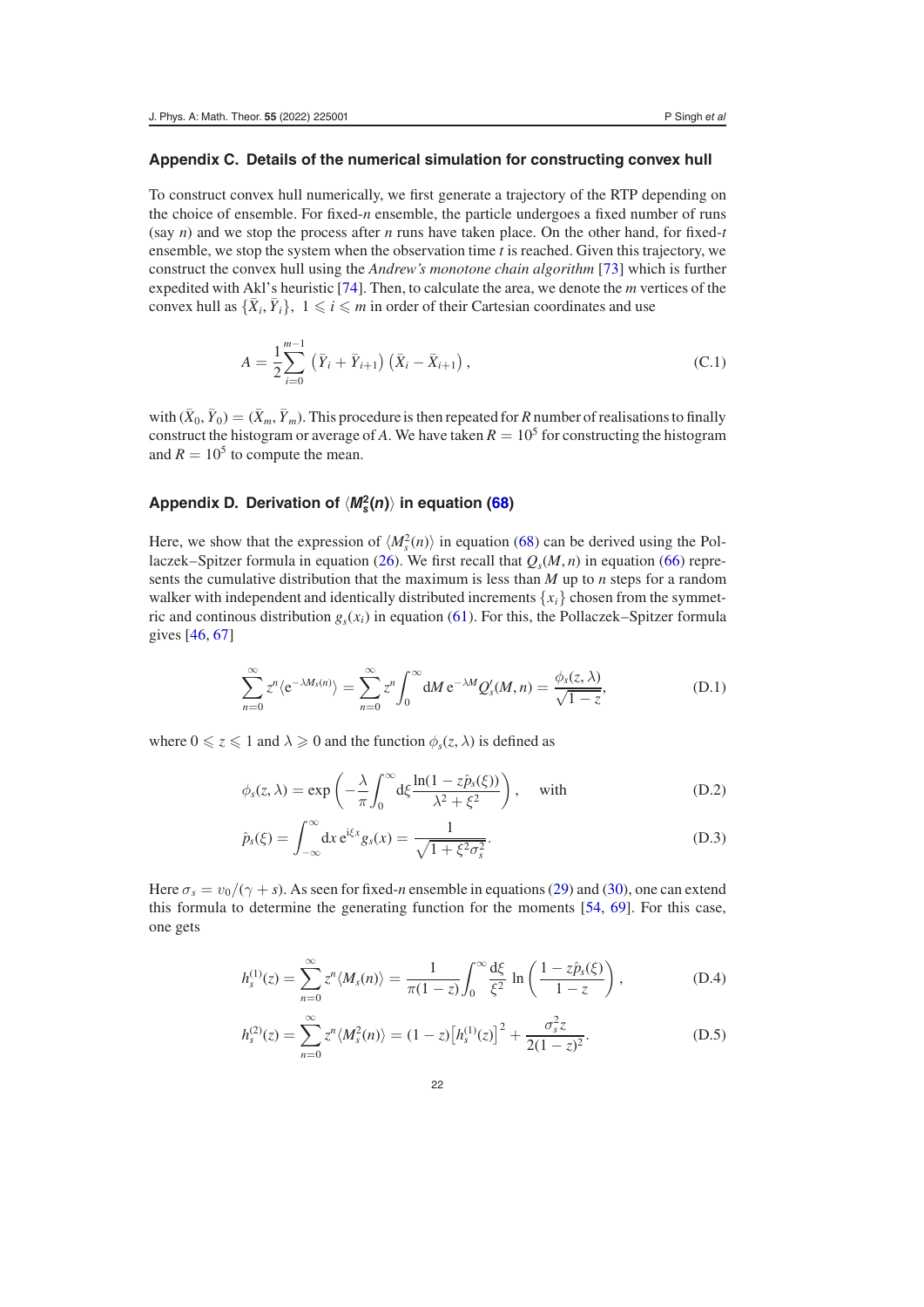## Appendix C. Details of the numerical simulation for constructing convex hull

To construct convex hull numerically, we first generate a trajectory of the RTP depending on the choice of ensemble. For fixed-$n$ ensemble, the particle undergoes a fixed number of runs (say $n$) and we stop the process after $n$ runs have taken place. On the other hand, for fixed-$t$ ensemble, we stop the system when the observation time $t$ is reached. Given this trajectory, we construct the convex hull using the *Andrew's monotone chain algorithm* [73] which is further expedited with Akl's heuristic [74]. Then, to calculate the area, we denote the $m$ vertices of the convex hull as $\{\bar{X}_i, \bar{Y}_i\}$, $1 \leqslant i \leqslant m$ in order of their Cartesian coordinates and use

$$A = \frac{1}{2}\sum_{i=0}^{m-1} \left(\bar{Y}_i + \bar{Y}_{i+1}\right)\left(\bar{X}_i - \bar{X}_{i+1}\right), \tag{C.1}$$

with $(\bar{X}_0, \bar{Y}_0) = (\bar{X}_m, \bar{Y}_m)$. This procedure is then repeated for $R$ number of realisations to finally construct the histogram or average of $A$. We have taken $R = 10^5$ for constructing the histogram and $R = 10^5$ to compute the mean.

## Appendix D. Derivation of $\langle M_s^2(n)\rangle$ in equation (68)

Here, we show that the expression of $\langle M_s^2(n)\rangle$ in equation (68) can be derived using the Pollaczek–Spitzer formula in equation (26). We first recall that $Q_s(M, n)$ in equation (66) represents the cumulative distribution that the maximum is less than $M$ up to $n$ steps for a random walker with independent and identically distributed increments $\{x_i\}$ chosen from the symmetric and continous distribution $g_s(x_i)$ in equation (61). For this, the Pollaczek–Spitzer formula gives [46, 67]

$$\sum_{n=0}^{\infty} z^n \langle \mathrm{e}^{-\lambda M_s(n)}\rangle = \sum_{n=0}^{\infty} z^n \int_0^{\infty} \mathrm{d}M\, \mathrm{e}^{-\lambda M} Q_s'(M, n) = \frac{\phi_s(z, \lambda)}{\sqrt{1-z}}, \tag{D.1}$$

where $0 \leqslant z \leqslant 1$ and $\lambda \geqslant 0$ and the function $\phi_s(z, \lambda)$ is defined as

$$\phi_s(z, \lambda) = \exp\left(-\frac{\lambda}{\pi}\int_0^{\infty} \mathrm{d}\xi \frac{\ln(1 - z\hat{p}_s(\xi))}{\lambda^2 + \xi^2}\right), \quad \text{with} \tag{D.2}$$

$$\hat{p}_s(\xi) = \int_{-\infty}^{\infty} \mathrm{d}x\, \mathrm{e}^{\mathrm{i}\xi x} g_s(x) = \frac{1}{\sqrt{1 + \xi^2\sigma_s^2}}. \tag{D.3}$$

Here $\sigma_s = v_0/(\gamma + s)$. As seen for fixed-$n$ ensemble in equations (29) and (30), one can extend this formula to determine the generating function for the moments [54, 69]. For this case, one gets

$$h_s^{(1)}(z) = \sum_{n=0}^{\infty} z^n \langle M_s(n)\rangle = \frac{1}{\pi(1-z)}\int_0^{\infty} \frac{\mathrm{d}\xi}{\xi^2} \ln\left(\frac{1 - z\hat{p}_s(\xi)}{1-z}\right), \tag{D.4}$$

$$h_s^{(2)}(z) = \sum_{n=0}^{\infty} z^n \langle M_s^2(n)\rangle = (1-z)\left[h_s^{(1)}(z)\right]^2 + \frac{\sigma_s^2 z}{2(1-z)^2}. \tag{D.5}$$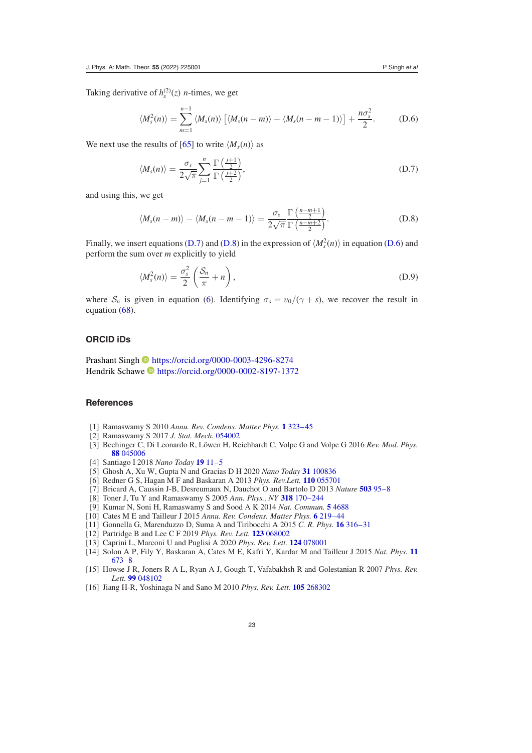Taking derivative of $h_s^{(2)}(z)$ $n$-times, we get

$$\langle M_s^2(n)\rangle = \sum_{m=1}^{n-1} \langle M_s(n)\rangle \left[\langle M_s(n-m)\rangle - \langle M_s(n-m-1)\rangle\right] + \frac{n\sigma_s^2}{2}. \tag{D.6}$$

We next use the results of [65] to write $\langle M_s(n)\rangle$ as

$$\langle M_s(n)\rangle = \frac{\sigma_s}{2\sqrt{\pi}} \sum_{j=1}^{n} \frac{\Gamma\left(\frac{j+1}{2}\right)}{\Gamma\left(\frac{j+2}{2}\right)}, \tag{D.7}$$

and using this, we get

$$\langle M_s(n-m)\rangle - \langle M_s(n-m-1)\rangle = \frac{\sigma_s}{2\sqrt{\pi}} \frac{\Gamma\left(\frac{n-m+1}{2}\right)}{\Gamma\left(\frac{n-m+2}{2}\right)}. \tag{D.8}$$

Finally, we insert equations (D.7) and (D.8) in the expression of $\langle M_s^2(n)\rangle$ in equation (D.6) and perform the sum over $m$ explicitly to yield

$$\langle M_s^2(n)\rangle = \frac{\sigma_s^2}{2}\left(\frac{\mathcal{S}_n}{\pi} + n\right), \tag{D.9}$$

where $\mathcal{S}_n$ is given in equation (6). Identifying $\sigma_s = v_0/(\gamma + s)$, we recover the result in equation (68).

## ORCID iDs

Prashant Singh https://orcid.org/0000-0003-4296-8274
Hendrik Schawe https://orcid.org/0000-0002-8197-1372

## References

[1] Ramaswamy S 2010 *Annu. Rev. Condens. Matter Phys.* **1** 323–45
[2] Ramaswamy S 2017 *J. Stat. Mech.* 054002
[3] Bechinger C, Di Leonardo R, Löwen H, Reichhardt C, Volpe G and Volpe G 2016 *Rev. Mod. Phys.* **88** 045006
[4] Santiago I 2018 *Nano Today* **19** 11–5
[5] Ghosh A, Xu W, Gupta N and Gracias D H 2020 *Nano Today* **31** 100836
[6] Redner G S, Hagan M F and Baskaran A 2013 *Phys. Rev.Lett.* **110** 055701
[7] Bricard A, Caussin J-B, Desreumaux N, Dauchot O and Bartolo D 2013 *Nature* **503** 95–8
[8] Toner J, Tu Y and Ramaswamy S 2005 *Ann. Phys., NY* **318** 170–244
[9] Kumar N, Soni H, Ramaswamy S and Sood A K 2014 *Nat. Commun.* **5** 4688
[10] Cates M E and Tailleur J 2015 *Annu. Rev. Condens. Matter Phys.* **6** 219–44
[11] Gonnella G, Marenduzzo D, Suma A and Tiribocchi A 2015 *C. R. Phys.* **16** 316–31
[12] Partridge B and Lee C F 2019 *Phys. Rev. Lett.* **123** 068002
[13] Caprini L, Marconi U and Puglisi A 2020 *Phys. Rev. Lett.* **124** 078001
[14] Solon A P, Fily Y, Baskaran A, Cates M E, Kafri Y, Kardar M and Tailleur J 2015 *Nat. Phys.* **11** 673–8
[15] Howse J R, Joners R A L, Ryan A J, Gough T, Vafabakhsh R and Golestanian R 2007 *Phys. Rev. Lett.* **99** 048102
[16] Jiang H-R, Yoshinaga N and Sano M 2010 *Phys. Rev. Lett.* **105** 268302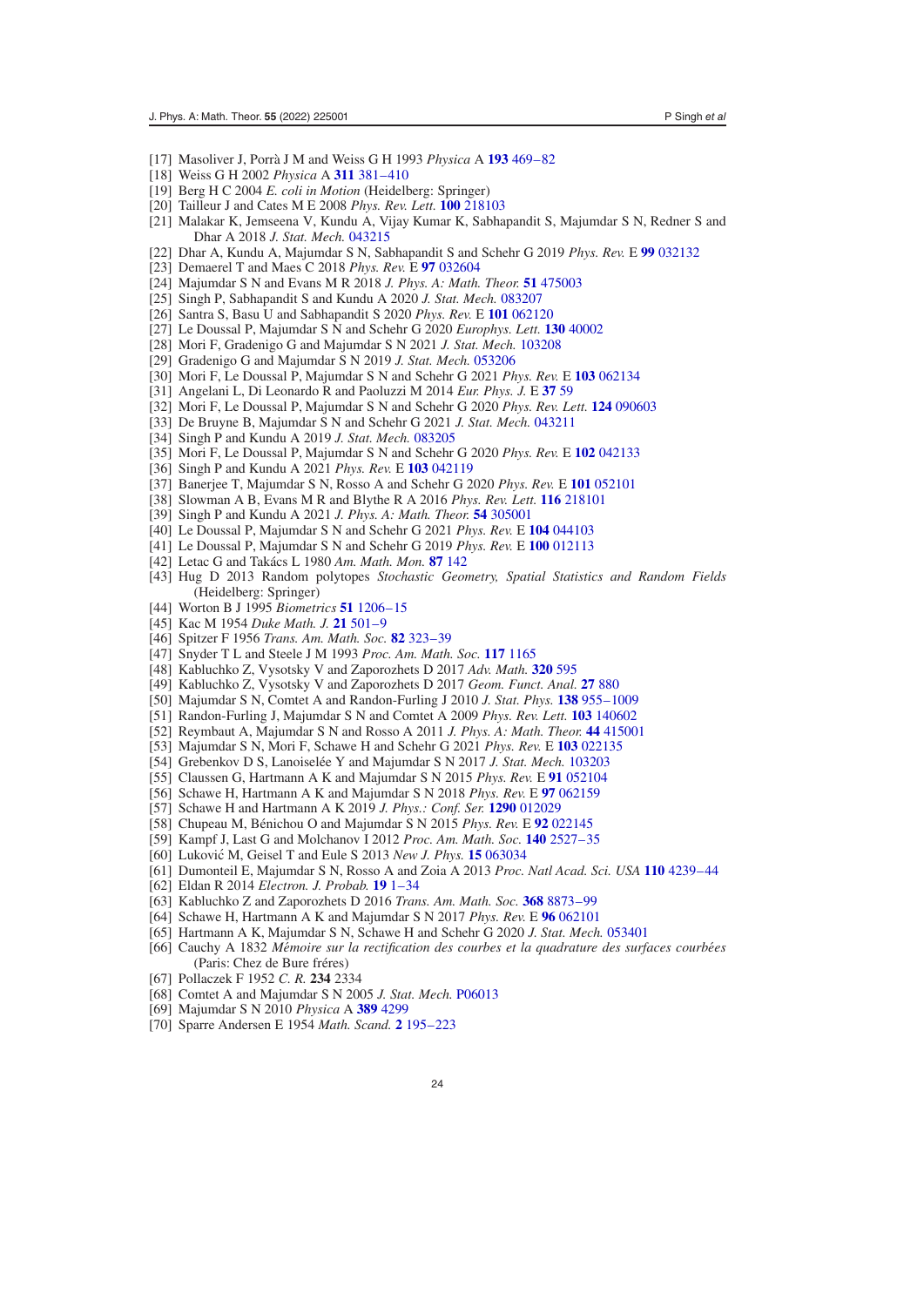[17] Masoliver J, Porrà J M and Weiss G H 1993 *Physica* A **193** 469–82

[18] Weiss G H 2002 *Physica* A **311** 381–410

[19] Berg H C 2004 *E. coli in Motion* (Heidelberg: Springer)

[20] Tailleur J and Cates M E 2008 *Phys. Rev. Lett.* **100** 218103

[21] Malakar K, Jemseena V, Kundu A, Vijay Kumar K, Sabhapandit S, Majumdar S N, Redner S and Dhar A 2018 *J. Stat. Mech.* 043215

[22] Dhar A, Kundu A, Majumdar S N, Sabhapandit S and Schehr G 2019 *Phys. Rev.* E **99** 032132

[23] Demaerel T and Maes C 2018 *Phys. Rev.* E **97** 032604

[24] Majumdar S N and Evans M R 2018 *J. Phys. A: Math. Theor.* **51** 475003

[25] Singh P, Sabhapandit S and Kundu A 2020 *J. Stat. Mech.* 083207

[26] Santra S, Basu U and Sabhapandit S 2020 *Phys. Rev.* E **101** 062120

[27] Le Doussal P, Majumdar S N and Schehr G 2020 *Europhys. Lett.* **130** 40002

[28] Mori F, Gradenigo G and Majumdar S N 2021 *J. Stat. Mech.* 103208

[29] Gradenigo G and Majumdar S N 2019 *J. Stat. Mech.* 053206

[30] Mori F, Le Doussal P, Majumdar S N and Schehr G 2021 *Phys. Rev.* E **103** 062134

[31] Angelani L, Di Leonardo R and Paoluzzi M 2014 *Eur. Phys. J.* E **37** 59

[32] Mori F, Le Doussal P, Majumdar S N and Schehr G 2020 *Phys. Rev. Lett.* **124** 090603

[33] De Bruyne B, Majumdar S N and Schehr G 2021 *J. Stat. Mech.* 043211

[34] Singh P and Kundu A 2019 *J. Stat. Mech.* 083205

[35] Mori F, Le Doussal P, Majumdar S N and Schehr G 2020 *Phys. Rev.* E **102** 042133

[36] Singh P and Kundu A 2021 *Phys. Rev.* E **103** 042119

[37] Banerjee T, Majumdar S N, Rosso A and Schehr G 2020 *Phys. Rev.* E **101** 052101

[38] Slowman A B, Evans M R and Blythe R A 2016 *Phys. Rev. Lett.* **116** 218101

[39] Singh P and Kundu A 2021 *J. Phys. A: Math. Theor.* **54** 305001

[40] Le Doussal P, Majumdar S N and Schehr G 2021 *Phys. Rev.* E **104** 044103

[41] Le Doussal P, Majumdar S N and Schehr G 2019 *Phys. Rev.* E **100** 012113

[42] Letac G and Takács L 1980 *Am. Math. Mon.* **87** 142

[43] Hug D 2013 Random polytopes *Stochastic Geometry, Spatial Statistics and Random Fields* (Heidelberg: Springer)

[44] Worton B J 1995 *Biometrics* **51** 1206–15

[45] Kac M 1954 *Duke Math. J.* **21** 501–9

[46] Spitzer F 1956 *Trans. Am. Math. Soc.* **82** 323–39

[47] Snyder T L and Steele J M 1993 *Proc. Am. Math. Soc.* **117** 1165

[48] Kabluchko Z, Vysotsky V and Zaporozhets D 2017 *Adv. Math.* **320** 595

[49] Kabluchko Z, Vysotsky V and Zaporozhets D 2017 *Geom. Funct. Anal.* **27** 880

[50] Majumdar S N, Comtet A and Randon-Furling J 2010 *J. Stat. Phys.* **138** 955–1009

[51] Randon-Furling J, Majumdar S N and Comtet A 2009 *Phys. Rev. Lett.* **103** 140602

[52] Reymbaut A, Majumdar S N and Rosso A 2011 *J. Phys. A: Math. Theor.* **44** 415001

[53] Majumdar S N, Mori F, Schawe H and Schehr G 2021 *Phys. Rev.* E **103** 022135

[54] Grebenkov D S, Lanoiselée Y and Majumdar S N 2017 *J. Stat. Mech.* 103203

[55] Claussen G, Hartmann A K and Majumdar S N 2015 *Phys. Rev.* E **91** 052104

[56] Schawe H, Hartmann A K and Majumdar S N 2018 *Phys. Rev.* E **97** 062159

[57] Schawe H and Hartmann A K 2019 *J. Phys.: Conf. Ser.* **1290** 012029

[58] Chupeau M, Bénichou O and Majumdar S N 2015 *Phys. Rev.* E **92** 022145

[59] Kampf J, Last G and Molchanov I 2012 *Proc. Am. Math. Soc.* **140** 2527–35

[60] Luković M, Geisel T and Eule S 2013 *New J. Phys.* **15** 063034

[61] Dumonteil E, Majumdar S N, Rosso A and Zoia A 2013 *Proc. Natl Acad. Sci. USA* **110** 4239–44

[62] Eldan R 2014 *Electron. J. Probab.* **19** 1–34

[63] Kabluchko Z and Zaporozhets D 2016 *Trans. Am. Math. Soc.* **368** 8873–99

[64] Schawe H, Hartmann A K and Majumdar S N 2017 *Phys. Rev.* E **96** 062101

[65] Hartmann A K, Majumdar S N, Schawe H and Schehr G 2020 *J. Stat. Mech.* 053401

[66] Cauchy A 1832 *Mémoire sur la rectification des courbes et la quadrature des surfaces courbées* (Paris: Chez de Bure fréres)

[67] Pollaczek F 1952 *C. R.* **234** 2334

[68] Comtet A and Majumdar S N 2005 *J. Stat. Mech.* P06013

[69] Majumdar S N 2010 *Physica* A **389** 4299

[70] Sparre Andersen E 1954 *Math. Scand.* **2** 195–223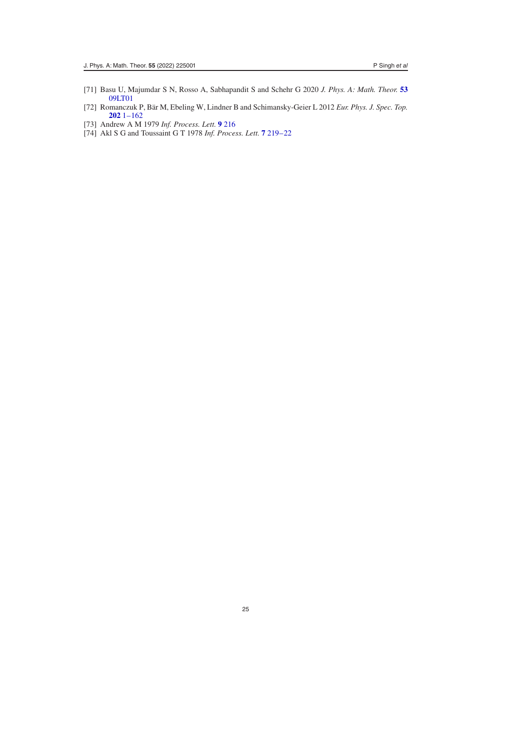[71] Basu U, Majumdar S N, Rosso A, Sabhapandit S and Schehr G 2020 *J. Phys. A: Math. Theor.* **53** 09LT01

[72] Romanczuk P, Bär M, Ebeling W, Lindner B and Schimansky-Geier L 2012 *Eur. Phys. J. Spec. Top.* **202** 1–162

[73] Andrew A M 1979 *Inf. Process. Lett.* **9** 216

[74] Akl S G and Toussaint G T 1978 *Inf. Process. Lett.* **7** 219–22